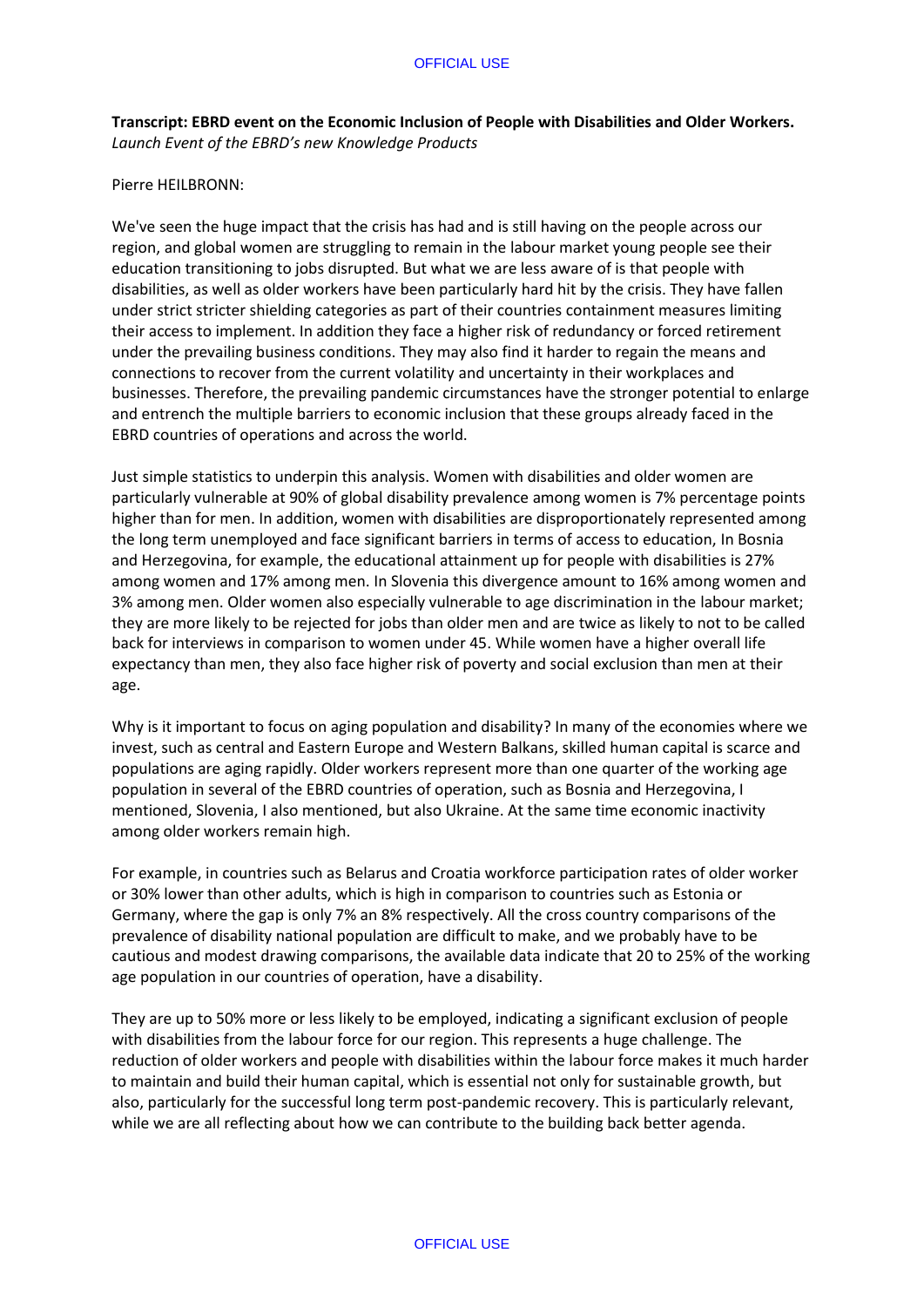**Transcript: EBRD event on the Economic Inclusion of People with Disabilities and Older Workers.**
*Launch Event of the EBRD's new Knowledge Products*

Pierre HEILBRONN:

We've seen the huge impact that the crisis has had and is still having on the people across our region, and global women are struggling to remain in the labour market young people see their education transitioning to jobs disrupted. But what we are less aware of is that people with disabilities, as well as older workers have been particularly hard hit by the crisis. They have fallen under strict stricter shielding categories as part of their countries containment measures limiting their access to implement. In addition they face a higher risk of redundancy or forced retirement under the prevailing business conditions. They may also find it harder to regain the means and connections to recover from the current volatility and uncertainty in their workplaces and businesses. Therefore, the prevailing pandemic circumstances have the stronger potential to enlarge and entrench the multiple barriers to economic inclusion that these groups already faced in the EBRD countries of operations and across the world.

Just simple statistics to underpin this analysis. Women with disabilities and older women are particularly vulnerable at 90% of global disability prevalence among women is 7% percentage points higher than for men. In addition, women with disabilities are disproportionately represented among the long term unemployed and face significant barriers in terms of access to education, In Bosnia and Herzegovina, for example, the educational attainment up for people with disabilities is 27% among women and 17% among men. In Slovenia this divergence amount to 16% among women and 3% among men. Older women also especially vulnerable to age discrimination in the labour market; they are more likely to be rejected for jobs than older men and are twice as likely to not to be called back for interviews in comparison to women under 45. While women have a higher overall life expectancy than men, they also face higher risk of poverty and social exclusion than men at their age.

Why is it important to focus on aging population and disability? In many of the economies where we invest, such as central and Eastern Europe and Western Balkans, skilled human capital is scarce and populations are aging rapidly. Older workers represent more than one quarter of the working age population in several of the EBRD countries of operation, such as Bosnia and Herzegovina, I mentioned, Slovenia, I also mentioned, but also Ukraine. At the same time economic inactivity among older workers remain high.

For example, in countries such as Belarus and Croatia workforce participation rates of older worker or 30% lower than other adults, which is high in comparison to countries such as Estonia or Germany, where the gap is only 7% an 8% respectively. All the cross country comparisons of the prevalence of disability national population are difficult to make, and we probably have to be cautious and modest drawing comparisons, the available data indicate that 20 to 25% of the working age population in our countries of operation, have a disability.

They are up to 50% more or less likely to be employed, indicating a significant exclusion of people with disabilities from the labour force for our region. This represents a huge challenge. The reduction of older workers and people with disabilities within the labour force makes it much harder to maintain and build their human capital, which is essential not only for sustainable growth, but also, particularly for the successful long term post-pandemic recovery. This is particularly relevant, while we are all reflecting about how we can contribute to the building back better agenda.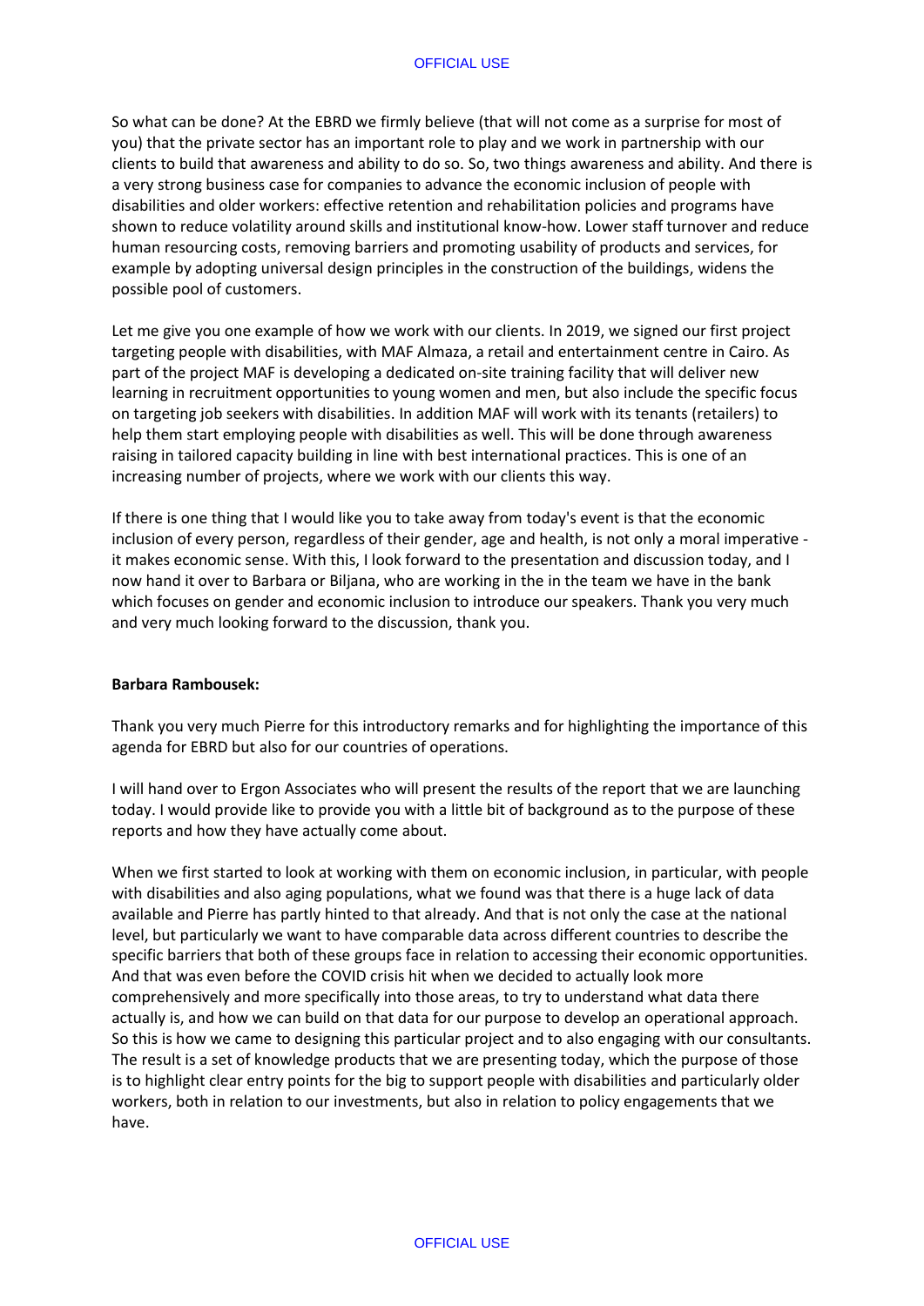So what can be done? At the EBRD we firmly believe (that will not come as a surprise for most of you) that the private sector has an important role to play and we work in partnership with our clients to build that awareness and ability to do so. So, two things awareness and ability. And there is a very strong business case for companies to advance the economic inclusion of people with disabilities and older workers: effective retention and rehabilitation policies and programs have shown to reduce volatility around skills and institutional know-how. Lower staff turnover and reduce human resourcing costs, removing barriers and promoting usability of products and services, for example by adopting universal design principles in the construction of the buildings, widens the possible pool of customers.

Let me give you one example of how we work with our clients. In 2019, we signed our first project targeting people with disabilities, with MAF Almaza, a retail and entertainment centre in Cairo. As part of the project MAF is developing a dedicated on-site training facility that will deliver new learning in recruitment opportunities to young women and men, but also include the specific focus on targeting job seekers with disabilities. In addition MAF will work with its tenants (retailers) to help them start employing people with disabilities as well. This will be done through awareness raising in tailored capacity building in line with best international practices. This is one of an increasing number of projects, where we work with our clients this way.

If there is one thing that I would like you to take away from today's event is that the economic inclusion of every person, regardless of their gender, age and health, is not only a moral imperative - it makes economic sense. With this, I look forward to the presentation and discussion today, and I now hand it over to Barbara or Biljana, who are working in the in the team we have in the bank which focuses on gender and economic inclusion to introduce our speakers. Thank you very much and very much looking forward to the discussion, thank you.

**Barbara Rambousek:**

Thank you very much Pierre for this introductory remarks and for highlighting the importance of this agenda for EBRD but also for our countries of operations.

I will hand over to Ergon Associates who will present the results of the report that we are launching today. I would provide like to provide you with a little bit of background as to the purpose of these reports and how they have actually come about.

When we first started to look at working with them on economic inclusion, in particular, with people with disabilities and also aging populations, what we found was that there is a huge lack of data available and Pierre has partly hinted to that already. And that is not only the case at the national level, but particularly we want to have comparable data across different countries to describe the specific barriers that both of these groups face in relation to accessing their economic opportunities. And that was even before the COVID crisis hit when we decided to actually look more comprehensively and more specifically into those areas, to try to understand what data there actually is, and how we can build on that data for our purpose to develop an operational approach. So this is how we came to designing this particular project and to also engaging with our consultants. The result is a set of knowledge products that we are presenting today, which the purpose of those is to highlight clear entry points for the big to support people with disabilities and particularly older workers, both in relation to our investments, but also in relation to policy engagements that we have.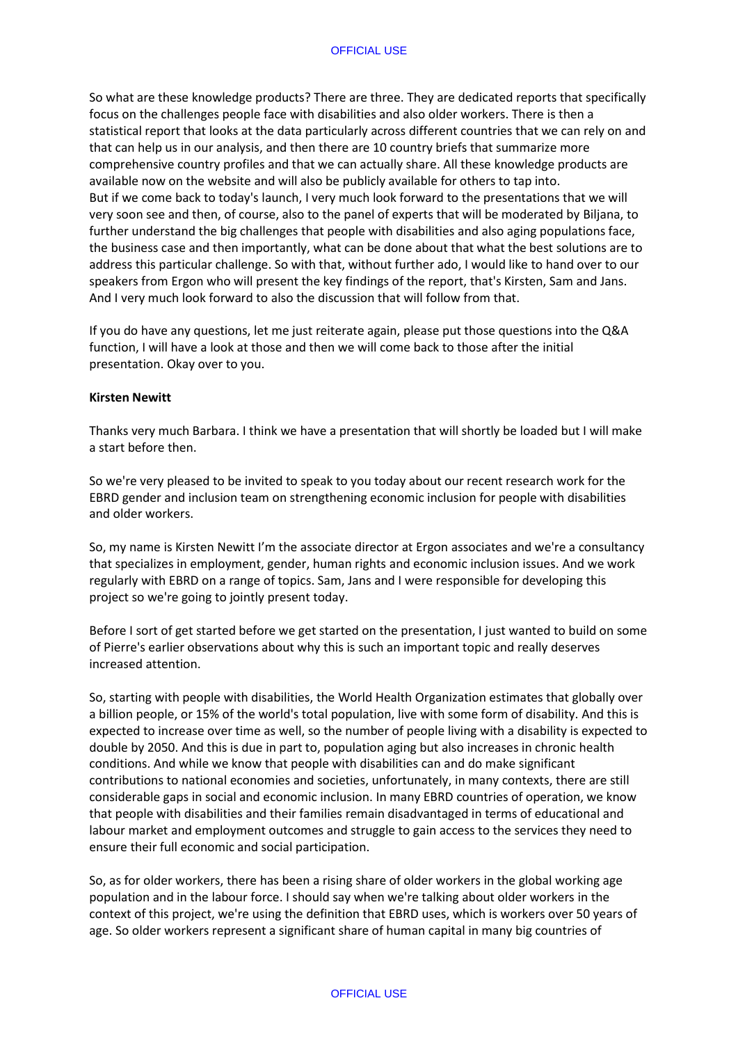So what are these knowledge products? There are three. They are dedicated reports that specifically focus on the challenges people face with disabilities and also older workers. There is then a statistical report that looks at the data particularly across different countries that we can rely on and that can help us in our analysis, and then there are 10 country briefs that summarize more comprehensive country profiles and that we can actually share. All these knowledge products are available now on the website and will also be publicly available for others to tap into.
But if we come back to today's launch, I very much look forward to the presentations that we will very soon see and then, of course, also to the panel of experts that will be moderated by Biljana, to further understand the big challenges that people with disabilities and also aging populations face, the business case and then importantly, what can be done about that what the best solutions are to address this particular challenge. So with that, without further ado, I would like to hand over to our speakers from Ergon who will present the key findings of the report, that's Kirsten, Sam and Jans. And I very much look forward to also the discussion that will follow from that.

If you do have any questions, let me just reiterate again, please put those questions into the Q&A function, I will have a look at those and then we will come back to those after the initial presentation. Okay over to you.

**Kirsten Newitt**

Thanks very much Barbara. I think we have a presentation that will shortly be loaded but I will make a start before then.

So we're very pleased to be invited to speak to you today about our recent research work for the EBRD gender and inclusion team on strengthening economic inclusion for people with disabilities and older workers.

So, my name is Kirsten Newitt I'm the associate director at Ergon associates and we're a consultancy that specializes in employment, gender, human rights and economic inclusion issues. And we work regularly with EBRD on a range of topics. Sam, Jans and I were responsible for developing this project so we're going to jointly present today.

Before I sort of get started before we get started on the presentation, I just wanted to build on some of Pierre's earlier observations about why this is such an important topic and really deserves increased attention.

So, starting with people with disabilities, the World Health Organization estimates that globally over a billion people, or 15% of the world's total population, live with some form of disability. And this is expected to increase over time as well, so the number of people living with a disability is expected to double by 2050. And this is due in part to, population aging but also increases in chronic health conditions. And while we know that people with disabilities can and do make significant contributions to national economies and societies, unfortunately, in many contexts, there are still considerable gaps in social and economic inclusion. In many EBRD countries of operation, we know that people with disabilities and their families remain disadvantaged in terms of educational and labour market and employment outcomes and struggle to gain access to the services they need to ensure their full economic and social participation.

So, as for older workers, there has been a rising share of older workers in the global working age population and in the labour force. I should say when we're talking about older workers in the context of this project, we're using the definition that EBRD uses, which is workers over 50 years of age. So older workers represent a significant share of human capital in many big countries of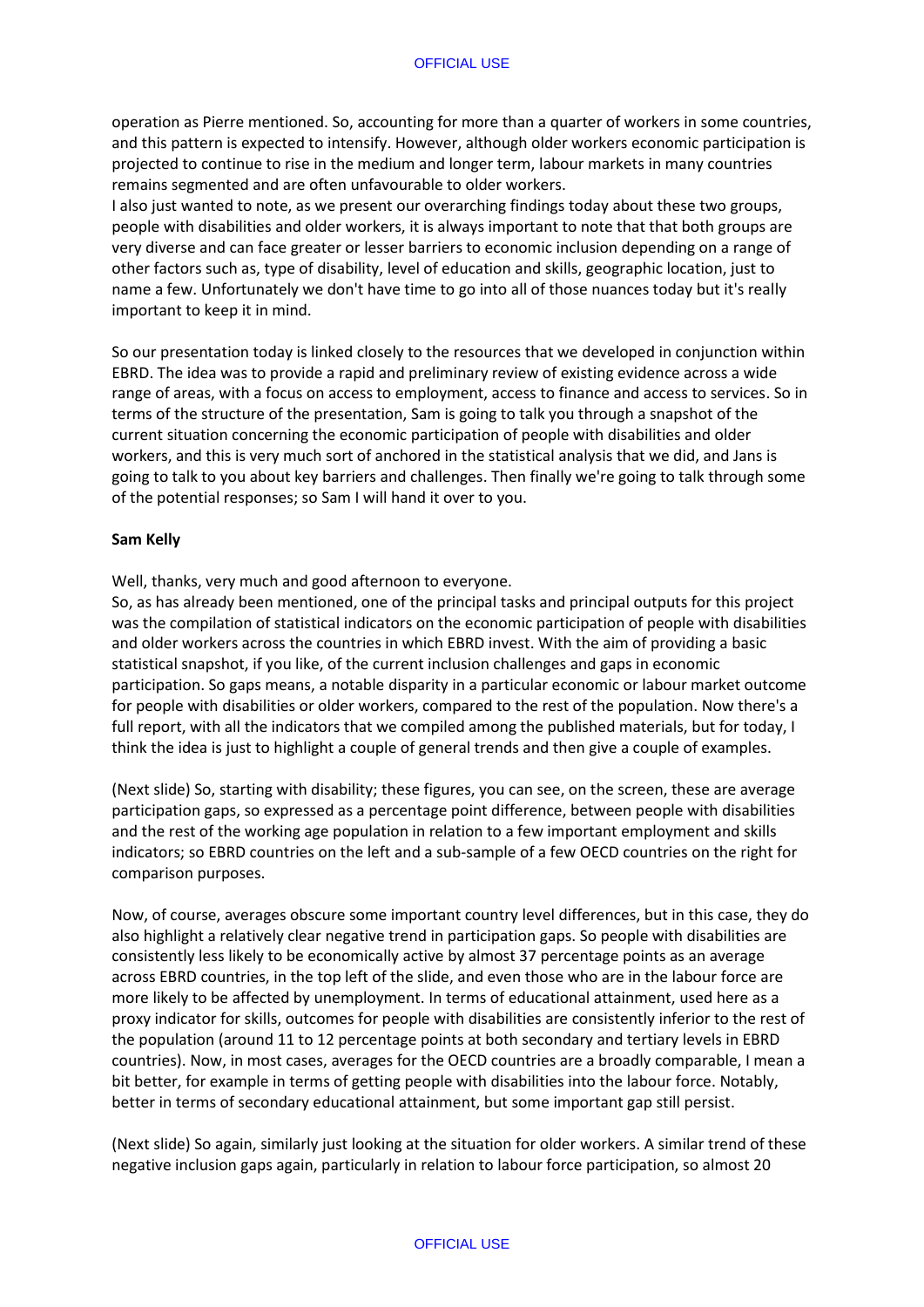operation as Pierre mentioned. So, accounting for more than a quarter of workers in some countries, and this pattern is expected to intensify. However, although older workers economic participation is projected to continue to rise in the medium and longer term, labour markets in many countries remains segmented and are often unfavourable to older workers.
I also just wanted to note, as we present our overarching findings today about these two groups, people with disabilities and older workers, it is always important to note that that both groups are very diverse and can face greater or lesser barriers to economic inclusion depending on a range of other factors such as, type of disability, level of education and skills, geographic location, just to name a few. Unfortunately we don't have time to go into all of those nuances today but it's really important to keep it in mind.

So our presentation today is linked closely to the resources that we developed in conjunction within EBRD. The idea was to provide a rapid and preliminary review of existing evidence across a wide range of areas, with a focus on access to employment, access to finance and access to services. So in terms of the structure of the presentation, Sam is going to talk you through a snapshot of the current situation concerning the economic participation of people with disabilities and older workers, and this is very much sort of anchored in the statistical analysis that we did, and Jans is going to talk to you about key barriers and challenges. Then finally we're going to talk through some of the potential responses; so Sam I will hand it over to you.

**Sam Kelly**

Well, thanks, very much and good afternoon to everyone.
So, as has already been mentioned, one of the principal tasks and principal outputs for this project was the compilation of statistical indicators on the economic participation of people with disabilities and older workers across the countries in which EBRD invest. With the aim of providing a basic statistical snapshot, if you like, of the current inclusion challenges and gaps in economic participation. So gaps means, a notable disparity in a particular economic or labour market outcome for people with disabilities or older workers, compared to the rest of the population. Now there's a full report, with all the indicators that we compiled among the published materials, but for today, I think the idea is just to highlight a couple of general trends and then give a couple of examples.

(Next slide) So, starting with disability; these figures, you can see, on the screen, these are average participation gaps, so expressed as a percentage point difference, between people with disabilities and the rest of the working age population in relation to a few important employment and skills indicators; so EBRD countries on the left and a sub-sample of a few OECD countries on the right for comparison purposes.

Now, of course, averages obscure some important country level differences, but in this case, they do also highlight a relatively clear negative trend in participation gaps. So people with disabilities are consistently less likely to be economically active by almost 37 percentage points as an average across EBRD countries, in the top left of the slide, and even those who are in the labour force are more likely to be affected by unemployment. In terms of educational attainment, used here as a proxy indicator for skills, outcomes for people with disabilities are consistently inferior to the rest of the population (around 11 to 12 percentage points at both secondary and tertiary levels in EBRD countries). Now, in most cases, averages for the OECD countries are a broadly comparable, I mean a bit better, for example in terms of getting people with disabilities into the labour force. Notably, better in terms of secondary educational attainment, but some important gap still persist.

(Next slide) So again, similarly just looking at the situation for older workers. A similar trend of these negative inclusion gaps again, particularly in relation to labour force participation, so almost 20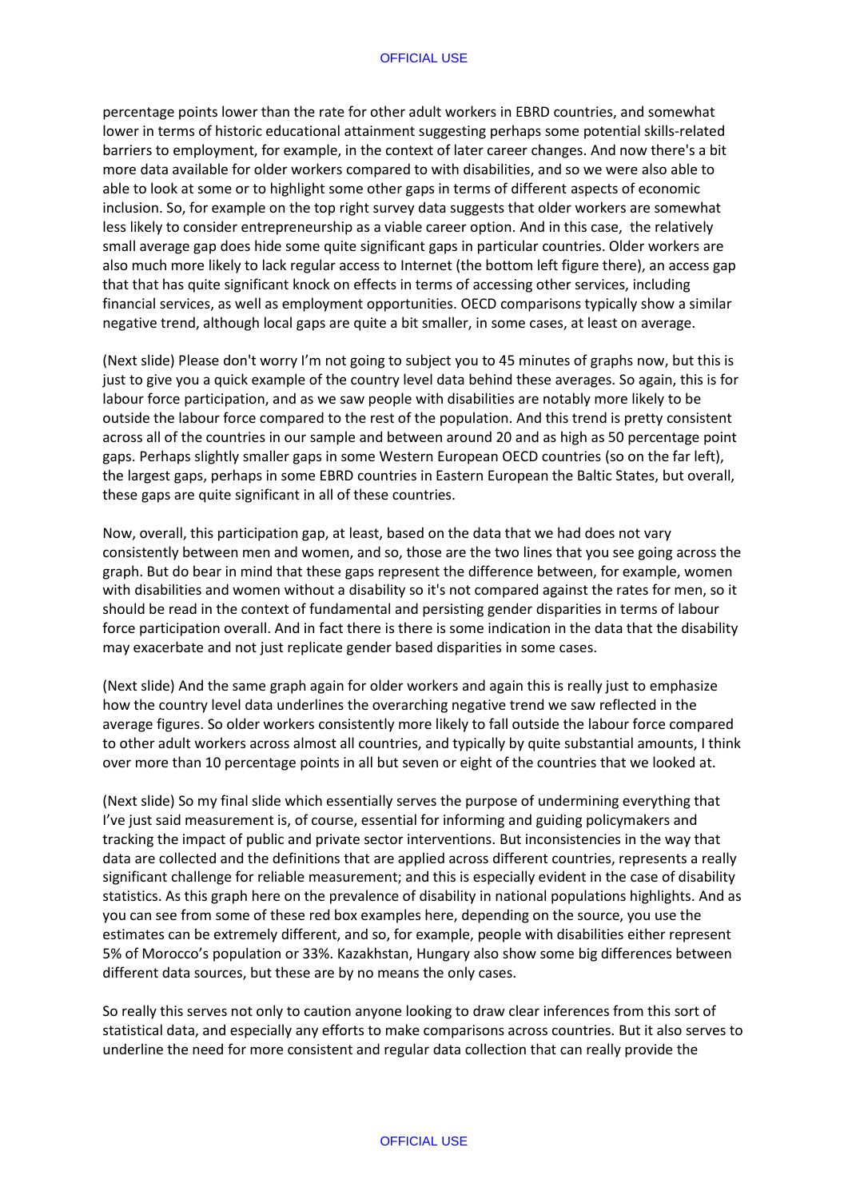percentage points lower than the rate for other adult workers in EBRD countries, and somewhat lower in terms of historic educational attainment suggesting perhaps some potential skills-related barriers to employment, for example, in the context of later career changes. And now there's a bit more data available for older workers compared to with disabilities, and so we were also able to able to look at some or to highlight some other gaps in terms of different aspects of economic inclusion. So, for example on the top right survey data suggests that older workers are somewhat less likely to consider entrepreneurship as a viable career option. And in this case,  the relatively small average gap does hide some quite significant gaps in particular countries. Older workers are also much more likely to lack regular access to Internet (the bottom left figure there), an access gap that that has quite significant knock on effects in terms of accessing other services, including financial services, as well as employment opportunities. OECD comparisons typically show a similar negative trend, although local gaps are quite a bit smaller, in some cases, at least on average.

(Next slide) Please don't worry I'm not going to subject you to 45 minutes of graphs now, but this is just to give you a quick example of the country level data behind these averages. So again, this is for labour force participation, and as we saw people with disabilities are notably more likely to be outside the labour force compared to the rest of the population. And this trend is pretty consistent across all of the countries in our sample and between around 20 and as high as 50 percentage point gaps. Perhaps slightly smaller gaps in some Western European OECD countries (so on the far left), the largest gaps, perhaps in some EBRD countries in Eastern European the Baltic States, but overall, these gaps are quite significant in all of these countries.

Now, overall, this participation gap, at least, based on the data that we had does not vary consistently between men and women, and so, those are the two lines that you see going across the graph. But do bear in mind that these gaps represent the difference between, for example, women with disabilities and women without a disability so it's not compared against the rates for men, so it should be read in the context of fundamental and persisting gender disparities in terms of labour force participation overall. And in fact there is there is some indication in the data that the disability may exacerbate and not just replicate gender based disparities in some cases.

(Next slide) And the same graph again for older workers and again this is really just to emphasize how the country level data underlines the overarching negative trend we saw reflected in the average figures. So older workers consistently more likely to fall outside the labour force compared to other adult workers across almost all countries, and typically by quite substantial amounts, I think over more than 10 percentage points in all but seven or eight of the countries that we looked at.

(Next slide) So my final slide which essentially serves the purpose of undermining everything that I've just said measurement is, of course, essential for informing and guiding policymakers and tracking the impact of public and private sector interventions. But inconsistencies in the way that data are collected and the definitions that are applied across different countries, represents a really significant challenge for reliable measurement; and this is especially evident in the case of disability statistics. As this graph here on the prevalence of disability in national populations highlights. And as you can see from some of these red box examples here, depending on the source, you use the estimates can be extremely different, and so, for example, people with disabilities either represent 5% of Morocco's population or 33%. Kazakhstan, Hungary also show some big differences between different data sources, but these are by no means the only cases.

So really this serves not only to caution anyone looking to draw clear inferences from this sort of statistical data, and especially any efforts to make comparisons across countries. But it also serves to underline the need for more consistent and regular data collection that can really provide the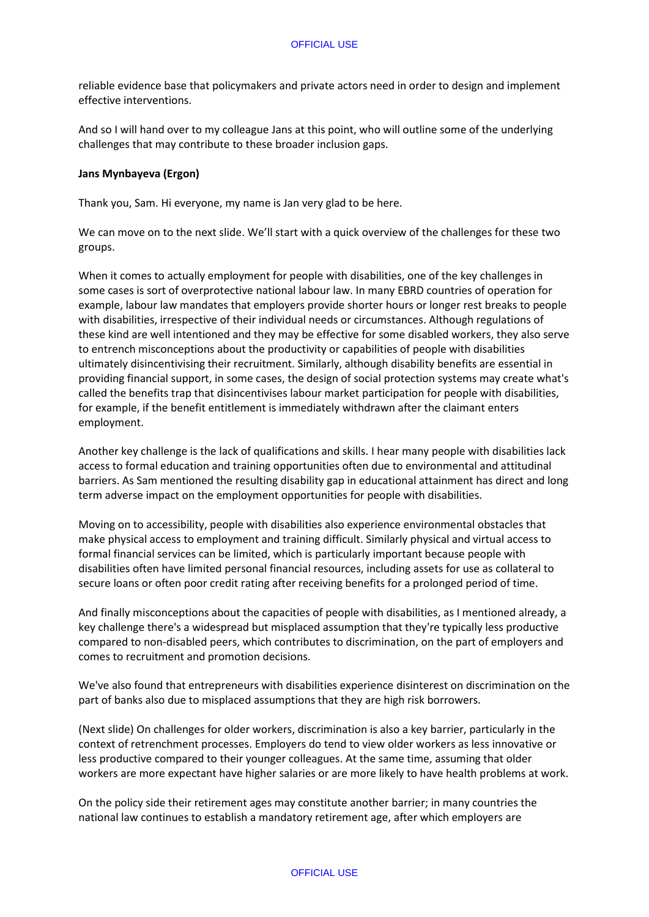reliable evidence base that policymakers and private actors need in order to design and implement effective interventions.

And so I will hand over to my colleague Jans at this point, who will outline some of the underlying challenges that may contribute to these broader inclusion gaps.

**Jans Mynbayeva (Ergon)**

Thank you, Sam. Hi everyone, my name is Jan very glad to be here.

We can move on to the next slide. We'll start with a quick overview of the challenges for these two groups.

When it comes to actually employment for people with disabilities, one of the key challenges in some cases is sort of overprotective national labour law. In many EBRD countries of operation for example, labour law mandates that employers provide shorter hours or longer rest breaks to people with disabilities, irrespective of their individual needs or circumstances. Although regulations of these kind are well intentioned and they may be effective for some disabled workers, they also serve to entrench misconceptions about the productivity or capabilities of people with disabilities ultimately disincentivising their recruitment. Similarly, although disability benefits are essential in providing financial support, in some cases, the design of social protection systems may create what's called the benefits trap that disincentivises labour market participation for people with disabilities, for example, if the benefit entitlement is immediately withdrawn after the claimant enters employment.

Another key challenge is the lack of qualifications and skills. I hear many people with disabilities lack access to formal education and training opportunities often due to environmental and attitudinal barriers. As Sam mentioned the resulting disability gap in educational attainment has direct and long term adverse impact on the employment opportunities for people with disabilities.

Moving on to accessibility, people with disabilities also experience environmental obstacles that make physical access to employment and training difficult. Similarly physical and virtual access to formal financial services can be limited, which is particularly important because people with disabilities often have limited personal financial resources, including assets for use as collateral to secure loans or often poor credit rating after receiving benefits for a prolonged period of time.

And finally misconceptions about the capacities of people with disabilities, as I mentioned already, a key challenge there's a widespread but misplaced assumption that they're typically less productive compared to non-disabled peers, which contributes to discrimination, on the part of employers and comes to recruitment and promotion decisions.

We've also found that entrepreneurs with disabilities experience disinterest on discrimination on the part of banks also due to misplaced assumptions that they are high risk borrowers.

(Next slide) On challenges for older workers, discrimination is also a key barrier, particularly in the context of retrenchment processes. Employers do tend to view older workers as less innovative or less productive compared to their younger colleagues. At the same time, assuming that older workers are more expectant have higher salaries or are more likely to have health problems at work.

On the policy side their retirement ages may constitute another barrier; in many countries the national law continues to establish a mandatory retirement age, after which employers are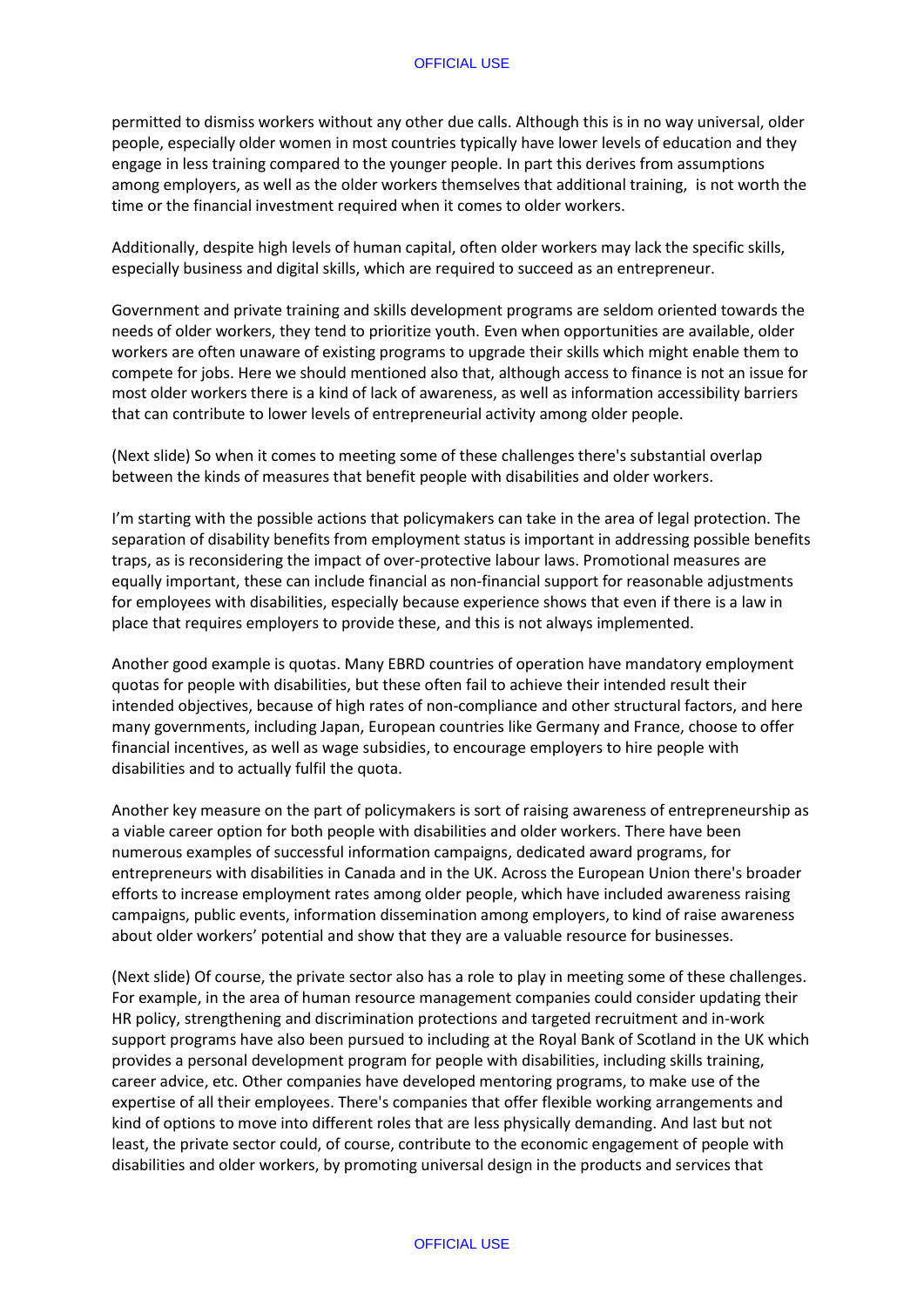permitted to dismiss workers without any other due calls. Although this is in no way universal, older people, especially older women in most countries typically have lower levels of education and they engage in less training compared to the younger people. In part this derives from assumptions among employers, as well as the older workers themselves that additional training,  is not worth the time or the financial investment required when it comes to older workers.

Additionally, despite high levels of human capital, often older workers may lack the specific skills, especially business and digital skills, which are required to succeed as an entrepreneur.

Government and private training and skills development programs are seldom oriented towards the needs of older workers, they tend to prioritize youth. Even when opportunities are available, older workers are often unaware of existing programs to upgrade their skills which might enable them to compete for jobs. Here we should mentioned also that, although access to finance is not an issue for most older workers there is a kind of lack of awareness, as well as information accessibility barriers that can contribute to lower levels of entrepreneurial activity among older people.

(Next slide) So when it comes to meeting some of these challenges there's substantial overlap between the kinds of measures that benefit people with disabilities and older workers.

I'm starting with the possible actions that policymakers can take in the area of legal protection. The separation of disability benefits from employment status is important in addressing possible benefits traps, as is reconsidering the impact of over-protective labour laws. Promotional measures are equally important, these can include financial as non-financial support for reasonable adjustments for employees with disabilities, especially because experience shows that even if there is a law in place that requires employers to provide these, and this is not always implemented.

Another good example is quotas. Many EBRD countries of operation have mandatory employment quotas for people with disabilities, but these often fail to achieve their intended result their intended objectives, because of high rates of non-compliance and other structural factors, and here many governments, including Japan, European countries like Germany and France, choose to offer financial incentives, as well as wage subsidies, to encourage employers to hire people with disabilities and to actually fulfil the quota.

Another key measure on the part of policymakers is sort of raising awareness of entrepreneurship as a viable career option for both people with disabilities and older workers. There have been numerous examples of successful information campaigns, dedicated award programs, for entrepreneurs with disabilities in Canada and in the UK. Across the European Union there's broader efforts to increase employment rates among older people, which have included awareness raising campaigns, public events, information dissemination among employers, to kind of raise awareness about older workers' potential and show that they are a valuable resource for businesses.

(Next slide) Of course, the private sector also has a role to play in meeting some of these challenges. For example, in the area of human resource management companies could consider updating their HR policy, strengthening and discrimination protections and targeted recruitment and in-work support programs have also been pursued to including at the Royal Bank of Scotland in the UK which provides a personal development program for people with disabilities, including skills training, career advice, etc. Other companies have developed mentoring programs, to make use of the expertise of all their employees. There's companies that offer flexible working arrangements and kind of options to move into different roles that are less physically demanding. And last but not least, the private sector could, of course, contribute to the economic engagement of people with disabilities and older workers, by promoting universal design in the products and services that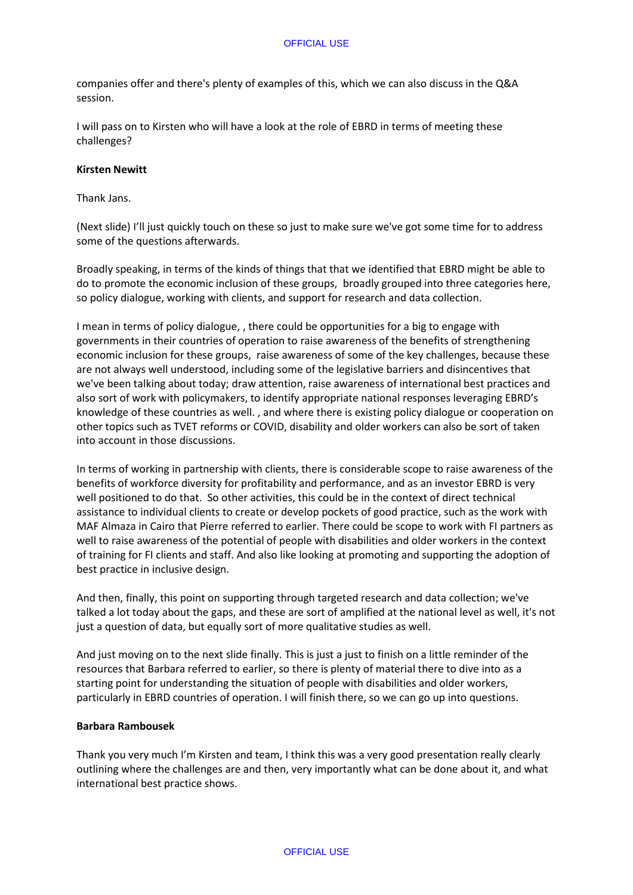companies offer and there's plenty of examples of this, which we can also discuss in the Q&A session.

I will pass on to Kirsten who will have a look at the role of EBRD in terms of meeting these challenges?

**Kirsten Newitt**

Thank Jans.

(Next slide) I'll just quickly touch on these so just to make sure we've got some time for to address some of the questions afterwards.

Broadly speaking, in terms of the kinds of things that that we identified that EBRD might be able to do to promote the economic inclusion of these groups,  broadly grouped into three categories here, so policy dialogue, working with clients, and support for research and data collection.

I mean in terms of policy dialogue, , there could be opportunities for a big to engage with governments in their countries of operation to raise awareness of the benefits of strengthening economic inclusion for these groups,  raise awareness of some of the key challenges, because these are not always well understood, including some of the legislative barriers and disincentives that we've been talking about today; draw attention, raise awareness of international best practices and also sort of work with policymakers, to identify appropriate national responses leveraging EBRD's knowledge of these countries as well. , and where there is existing policy dialogue or cooperation on other topics such as TVET reforms or COVID, disability and older workers can also be sort of taken into account in those discussions.

In terms of working in partnership with clients, there is considerable scope to raise awareness of the benefits of workforce diversity for profitability and performance, and as an investor EBRD is very well positioned to do that.  So other activities, this could be in the context of direct technical assistance to individual clients to create or develop pockets of good practice, such as the work with MAF Almaza in Cairo that Pierre referred to earlier. There could be scope to work with FI partners as well to raise awareness of the potential of people with disabilities and older workers in the context of training for FI clients and staff. And also like looking at promoting and supporting the adoption of best practice in inclusive design.

And then, finally, this point on supporting through targeted research and data collection; we've talked a lot today about the gaps, and these are sort of amplified at the national level as well, it's not just a question of data, but equally sort of more qualitative studies as well.

And just moving on to the next slide finally. This is just a just to finish on a little reminder of the resources that Barbara referred to earlier, so there is plenty of material there to dive into as a starting point for understanding the situation of people with disabilities and older workers, particularly in EBRD countries of operation. I will finish there, so we can go up into questions.

**Barbara Rambousek**

Thank you very much I'm Kirsten and team, I think this was a very good presentation really clearly outlining where the challenges are and then, very importantly what can be done about it, and what international best practice shows.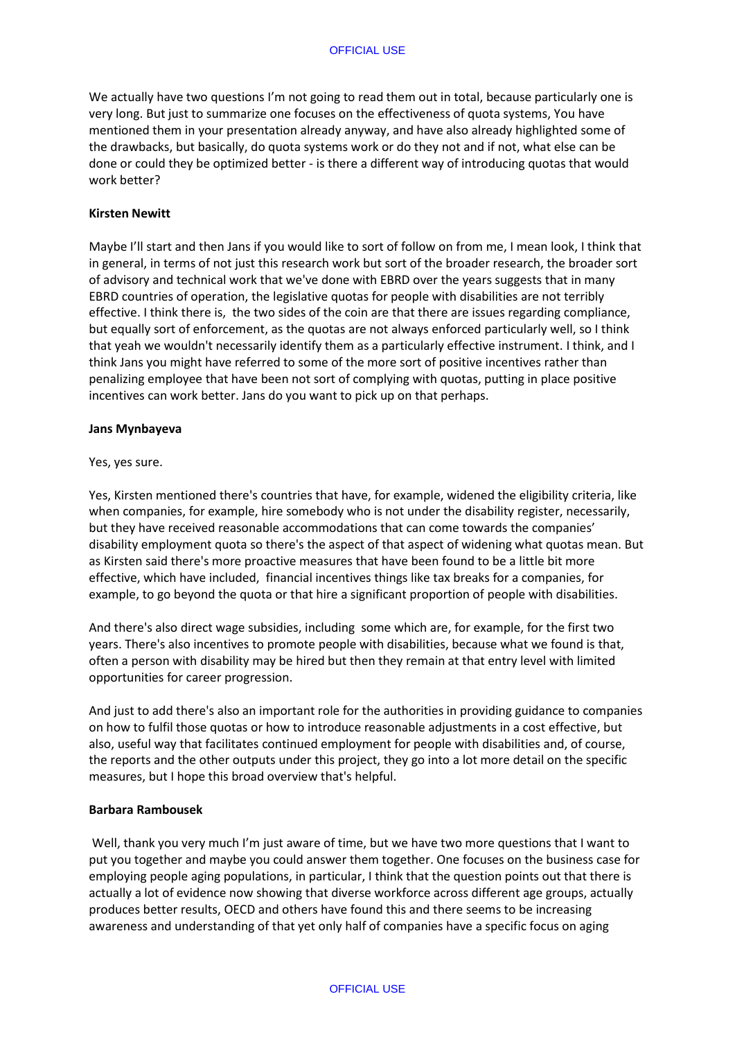We actually have two questions I'm not going to read them out in total, because particularly one is very long. But just to summarize one focuses on the effectiveness of quota systems, You have mentioned them in your presentation already anyway, and have also already highlighted some of the drawbacks, but basically, do quota systems work or do they not and if not, what else can be done or could they be optimized better - is there a different way of introducing quotas that would work better?

**Kirsten Newitt**

Maybe I'll start and then Jans if you would like to sort of follow on from me, I mean look, I think that in general, in terms of not just this research work but sort of the broader research, the broader sort of advisory and technical work that we've done with EBRD over the years suggests that in many EBRD countries of operation, the legislative quotas for people with disabilities are not terribly effective. I think there is, the two sides of the coin are that there are issues regarding compliance, but equally sort of enforcement, as the quotas are not always enforced particularly well, so I think that yeah we wouldn't necessarily identify them as a particularly effective instrument. I think, and I think Jans you might have referred to some of the more sort of positive incentives rather than penalizing employee that have been not sort of complying with quotas, putting in place positive incentives can work better. Jans do you want to pick up on that perhaps.

**Jans Mynbayeva**

Yes, yes sure.

Yes, Kirsten mentioned there's countries that have, for example, widened the eligibility criteria, like when companies, for example, hire somebody who is not under the disability register, necessarily, but they have received reasonable accommodations that can come towards the companies' disability employment quota so there's the aspect of that aspect of widening what quotas mean. But as Kirsten said there's more proactive measures that have been found to be a little bit more effective, which have included, financial incentives things like tax breaks for a companies, for example, to go beyond the quota or that hire a significant proportion of people with disabilities.

And there's also direct wage subsidies, including some which are, for example, for the first two years. There's also incentives to promote people with disabilities, because what we found is that, often a person with disability may be hired but then they remain at that entry level with limited opportunities for career progression.

And just to add there's also an important role for the authorities in providing guidance to companies on how to fulfil those quotas or how to introduce reasonable adjustments in a cost effective, but also, useful way that facilitates continued employment for people with disabilities and, of course, the reports and the other outputs under this project, they go into a lot more detail on the specific measures, but I hope this broad overview that's helpful.

**Barbara Rambousek**

Well, thank you very much I'm just aware of time, but we have two more questions that I want to put you together and maybe you could answer them together. One focuses on the business case for employing people aging populations, in particular, I think that the question points out that there is actually a lot of evidence now showing that diverse workforce across different age groups, actually produces better results, OECD and others have found this and there seems to be increasing awareness and understanding of that yet only half of companies have a specific focus on aging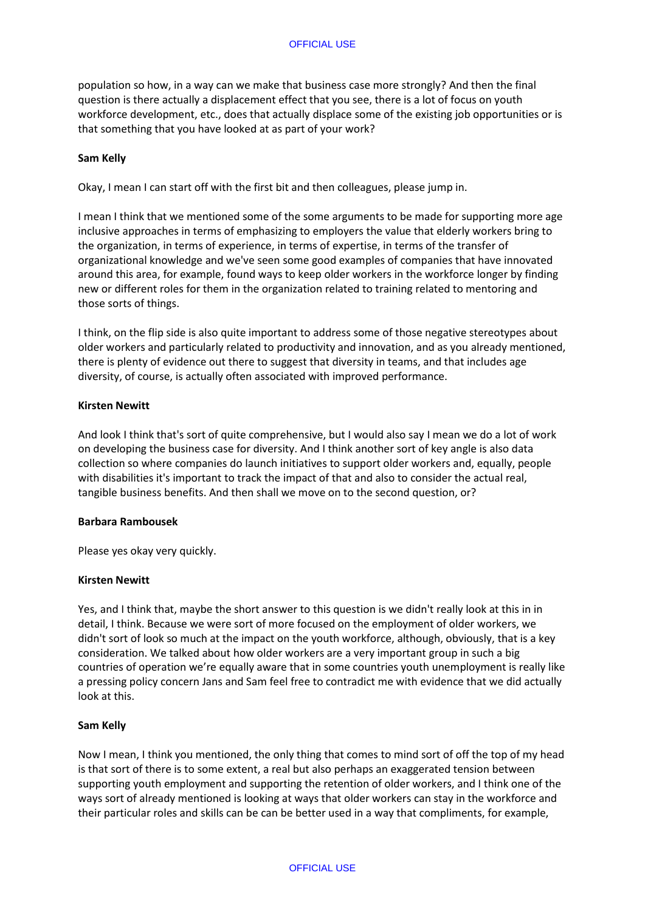population so how, in a way can we make that business case more strongly? And then the final question is there actually a displacement effect that you see, there is a lot of focus on youth workforce development, etc., does that actually displace some of the existing job opportunities or is that something that you have looked at as part of your work?

**Sam Kelly**

Okay, I mean I can start off with the first bit and then colleagues, please jump in.

I mean I think that we mentioned some of the some arguments to be made for supporting more age inclusive approaches in terms of emphasizing to employers the value that elderly workers bring to the organization, in terms of experience, in terms of expertise, in terms of the transfer of organizational knowledge and we've seen some good examples of companies that have innovated around this area, for example, found ways to keep older workers in the workforce longer by finding new or different roles for them in the organization related to training related to mentoring and those sorts of things.

I think, on the flip side is also quite important to address some of those negative stereotypes about older workers and particularly related to productivity and innovation, and as you already mentioned, there is plenty of evidence out there to suggest that diversity in teams, and that includes age diversity, of course, is actually often associated with improved performance.

**Kirsten Newitt**

And look I think that's sort of quite comprehensive, but I would also say I mean we do a lot of work on developing the business case for diversity. And I think another sort of key angle is also data collection so where companies do launch initiatives to support older workers and, equally, people with disabilities it's important to track the impact of that and also to consider the actual real, tangible business benefits. And then shall we move on to the second question, or?

**Barbara Rambousek**

Please yes okay very quickly.

**Kirsten Newitt**

Yes, and I think that, maybe the short answer to this question is we didn't really look at this in in detail, I think. Because we were sort of more focused on the employment of older workers, we didn't sort of look so much at the impact on the youth workforce, although, obviously, that is a key consideration. We talked about how older workers are a very important group in such a big countries of operation we're equally aware that in some countries youth unemployment is really like a pressing policy concern Jans and Sam feel free to contradict me with evidence that we did actually look at this.

**Sam Kelly**

Now I mean, I think you mentioned, the only thing that comes to mind sort of off the top of my head is that sort of there is to some extent, a real but also perhaps an exaggerated tension between supporting youth employment and supporting the retention of older workers, and I think one of the ways sort of already mentioned is looking at ways that older workers can stay in the workforce and their particular roles and skills can be can be better used in a way that compliments, for example,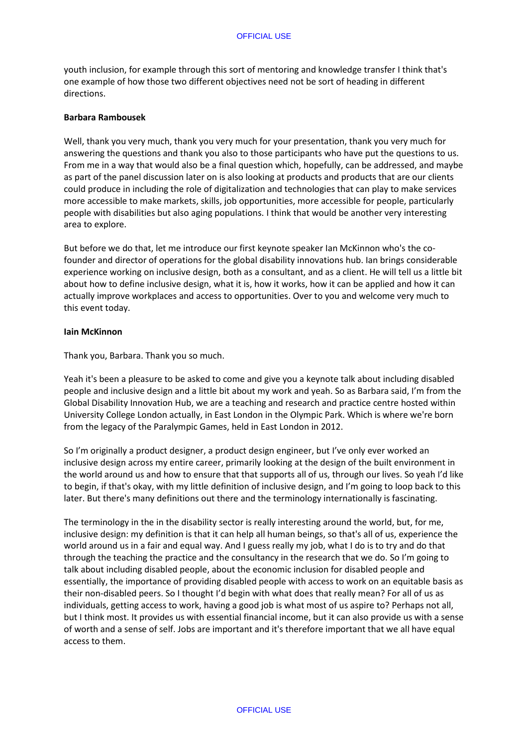youth inclusion, for example through this sort of mentoring and knowledge transfer I think that's one example of how those two different objectives need not be sort of heading in different directions.

**Barbara Rambousek**

Well, thank you very much, thank you very much for your presentation, thank you very much for answering the questions and thank you also to those participants who have put the questions to us. From me in a way that would also be a final question which, hopefully, can be addressed, and maybe as part of the panel discussion later on is also looking at products and products that are our clients could produce in including the role of digitalization and technologies that can play to make services more accessible to make markets, skills, job opportunities, more accessible for people, particularly people with disabilities but also aging populations. I think that would be another very interesting area to explore.

But before we do that, let me introduce our first keynote speaker Ian McKinnon who's the co-founder and director of operations for the global disability innovations hub. Ian brings considerable experience working on inclusive design, both as a consultant, and as a client. He will tell us a little bit about how to define inclusive design, what it is, how it works, how it can be applied and how it can actually improve workplaces and access to opportunities. Over to you and welcome very much to this event today.

**Iain McKinnon**

Thank you, Barbara. Thank you so much.

Yeah it's been a pleasure to be asked to come and give you a keynote talk about including disabled people and inclusive design and a little bit about my work and yeah. So as Barbara said, I'm from the Global Disability Innovation Hub, we are a teaching and research and practice centre hosted within University College London actually, in East London in the Olympic Park. Which is where we're born from the legacy of the Paralympic Games, held in East London in 2012.

So I'm originally a product designer, a product design engineer, but I've only ever worked an inclusive design across my entire career, primarily looking at the design of the built environment in the world around us and how to ensure that that supports all of us, through our lives. So yeah I'd like to begin, if that's okay, with my little definition of inclusive design, and I'm going to loop back to this later. But there's many definitions out there and the terminology internationally is fascinating.

The terminology in the in the disability sector is really interesting around the world, but, for me, inclusive design: my definition is that it can help all human beings, so that's all of us, experience the world around us in a fair and equal way. And I guess really my job, what I do is to try and do that through the teaching the practice and the consultancy in the research that we do. So I'm going to talk about including disabled people, about the economic inclusion for disabled people and essentially, the importance of providing disabled people with access to work on an equitable basis as their non-disabled peers. So I thought I'd begin with what does that really mean? For all of us as individuals, getting access to work, having a good job is what most of us aspire to? Perhaps not all, but I think most. It provides us with essential financial income, but it can also provide us with a sense of worth and a sense of self. Jobs are important and it's therefore important that we all have equal access to them.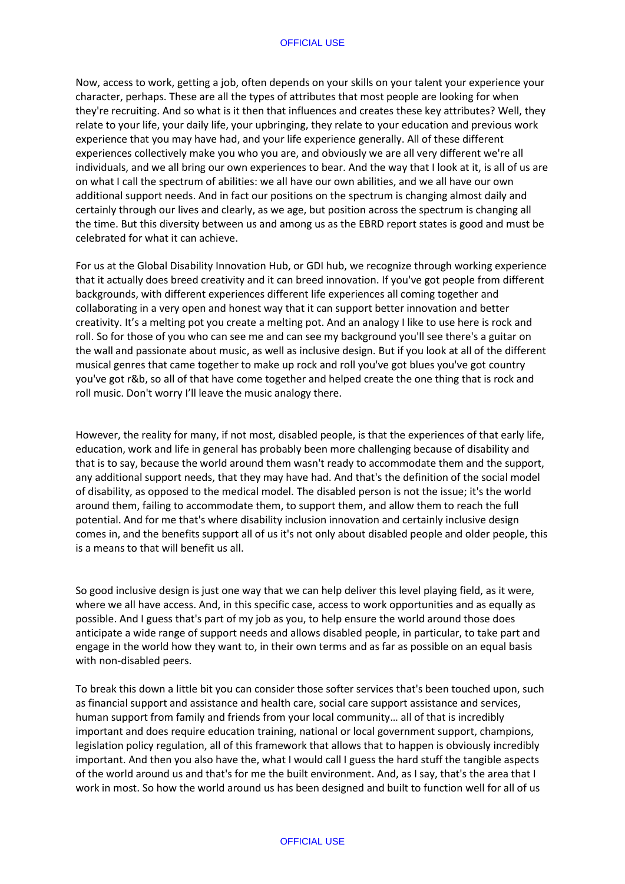Now, access to work, getting a job, often depends on your skills on your talent your experience your character, perhaps. These are all the types of attributes that most people are looking for when they're recruiting. And so what is it then that influences and creates these key attributes? Well, they relate to your life, your daily life, your upbringing, they relate to your education and previous work experience that you may have had, and your life experience generally. All of these different experiences collectively make you who you are, and obviously we are all very different we're all individuals, and we all bring our own experiences to bear. And the way that I look at it, is all of us are on what I call the spectrum of abilities: we all have our own abilities, and we all have our own additional support needs. And in fact our positions on the spectrum is changing almost daily and certainly through our lives and clearly, as we age, but position across the spectrum is changing all the time. But this diversity between us and among us as the EBRD report states is good and must be celebrated for what it can achieve.

For us at the Global Disability Innovation Hub, or GDI hub, we recognize through working experience that it actually does breed creativity and it can breed innovation. If you've got people from different backgrounds, with different experiences different life experiences all coming together and collaborating in a very open and honest way that it can support better innovation and better creativity. It's a melting pot you create a melting pot. And an analogy I like to use here is rock and roll. So for those of you who can see me and can see my background you'll see there's a guitar on the wall and passionate about music, as well as inclusive design. But if you look at all of the different musical genres that came together to make up rock and roll you've got blues you've got country you've got r&b, so all of that have come together and helped create the one thing that is rock and roll music. Don't worry I'll leave the music analogy there.

However, the reality for many, if not most, disabled people, is that the experiences of that early life, education, work and life in general has probably been more challenging because of disability and that is to say, because the world around them wasn't ready to accommodate them and the support, any additional support needs, that they may have had. And that's the definition of the social model of disability, as opposed to the medical model. The disabled person is not the issue; it's the world around them, failing to accommodate them, to support them, and allow them to reach the full potential. And for me that's where disability inclusion innovation and certainly inclusive design comes in, and the benefits support all of us it's not only about disabled people and older people, this is a means to that will benefit us all.

So good inclusive design is just one way that we can help deliver this level playing field, as it were, where we all have access. And, in this specific case, access to work opportunities and as equally as possible. And I guess that's part of my job as you, to help ensure the world around those does anticipate a wide range of support needs and allows disabled people, in particular, to take part and engage in the world how they want to, in their own terms and as far as possible on an equal basis with non-disabled peers.

To break this down a little bit you can consider those softer services that's been touched upon, such as financial support and assistance and health care, social care support assistance and services, human support from family and friends from your local community… all of that is incredibly important and does require education training, national or local government support, champions, legislation policy regulation, all of this framework that allows that to happen is obviously incredibly important. And then you also have the, what I would call I guess the hard stuff the tangible aspects of the world around us and that's for me the built environment. And, as I say, that's the area that I work in most. So how the world around us has been designed and built to function well for all of us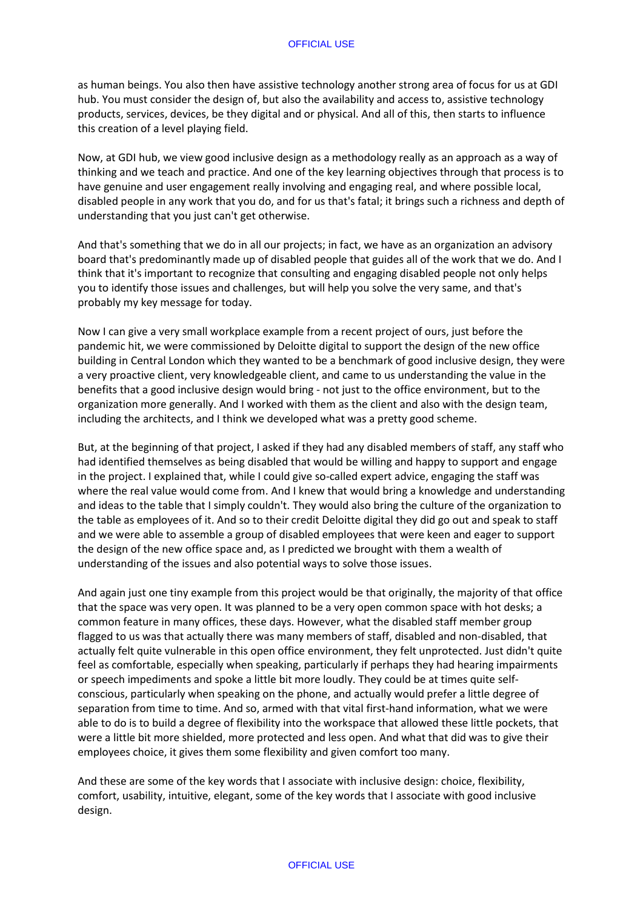as human beings. You also then have assistive technology another strong area of focus for us at GDI hub. You must consider the design of, but also the availability and access to, assistive technology products, services, devices, be they digital and or physical. And all of this, then starts to influence this creation of a level playing field.

Now, at GDI hub, we view good inclusive design as a methodology really as an approach as a way of thinking and we teach and practice. And one of the key learning objectives through that process is to have genuine and user engagement really involving and engaging real, and where possible local, disabled people in any work that you do, and for us that's fatal; it brings such a richness and depth of understanding that you just can't get otherwise.

And that's something that we do in all our projects; in fact, we have as an organization an advisory board that's predominantly made up of disabled people that guides all of the work that we do. And I think that it's important to recognize that consulting and engaging disabled people not only helps you to identify those issues and challenges, but will help you solve the very same, and that's probably my key message for today.

Now I can give a very small workplace example from a recent project of ours, just before the pandemic hit, we were commissioned by Deloitte digital to support the design of the new office building in Central London which they wanted to be a benchmark of good inclusive design, they were a very proactive client, very knowledgeable client, and came to us understanding the value in the benefits that a good inclusive design would bring - not just to the office environment, but to the organization more generally. And I worked with them as the client and also with the design team, including the architects, and I think we developed what was a pretty good scheme.

But, at the beginning of that project, I asked if they had any disabled members of staff, any staff who had identified themselves as being disabled that would be willing and happy to support and engage in the project. I explained that, while I could give so-called expert advice, engaging the staff was where the real value would come from. And I knew that would bring a knowledge and understanding and ideas to the table that I simply couldn't. They would also bring the culture of the organization to the table as employees of it. And so to their credit Deloitte digital they did go out and speak to staff and we were able to assemble a group of disabled employees that were keen and eager to support the design of the new office space and, as I predicted we brought with them a wealth of understanding of the issues and also potential ways to solve those issues.

And again just one tiny example from this project would be that originally, the majority of that office that the space was very open. It was planned to be a very open common space with hot desks; a common feature in many offices, these days. However, what the disabled staff member group flagged to us was that actually there was many members of staff, disabled and non-disabled, that actually felt quite vulnerable in this open office environment, they felt unprotected. Just didn't quite feel as comfortable, especially when speaking, particularly if perhaps they had hearing impairments or speech impediments and spoke a little bit more loudly. They could be at times quite self-conscious, particularly when speaking on the phone, and actually would prefer a little degree of separation from time to time. And so, armed with that vital first-hand information, what we were able to do is to build a degree of flexibility into the workspace that allowed these little pockets, that were a little bit more shielded, more protected and less open. And what that did was to give their employees choice, it gives them some flexibility and given comfort too many.

And these are some of the key words that I associate with inclusive design: choice, flexibility, comfort, usability, intuitive, elegant, some of the key words that I associate with good inclusive design.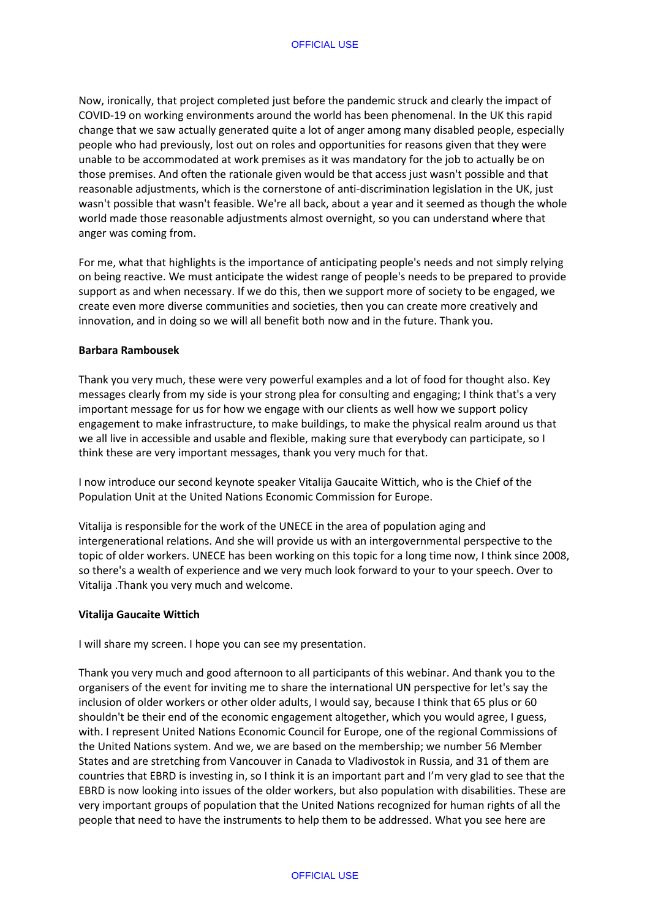Now, ironically, that project completed just before the pandemic struck and clearly the impact of COVID-19 on working environments around the world has been phenomenal. In the UK this rapid change that we saw actually generated quite a lot of anger among many disabled people, especially people who had previously, lost out on roles and opportunities for reasons given that they were unable to be accommodated at work premises as it was mandatory for the job to actually be on those premises. And often the rationale given would be that access just wasn't possible and that reasonable adjustments, which is the cornerstone of anti-discrimination legislation in the UK, just wasn't possible that wasn't feasible. We're all back, about a year and it seemed as though the whole world made those reasonable adjustments almost overnight, so you can understand where that anger was coming from.

For me, what that highlights is the importance of anticipating people's needs and not simply relying on being reactive. We must anticipate the widest range of people's needs to be prepared to provide support as and when necessary. If we do this, then we support more of society to be engaged, we create even more diverse communities and societies, then you can create more creatively and innovation, and in doing so we will all benefit both now and in the future. Thank you.

**Barbara Rambousek**

Thank you very much, these were very powerful examples and a lot of food for thought also. Key messages clearly from my side is your strong plea for consulting and engaging; I think that's a very important message for us for how we engage with our clients as well how we support policy engagement to make infrastructure, to make buildings, to make the physical realm around us that we all live in accessible and usable and flexible, making sure that everybody can participate, so I think these are very important messages, thank you very much for that.

I now introduce our second keynote speaker Vitalija Gaucaite Wittich, who is the Chief of the Population Unit at the United Nations Economic Commission for Europe.

Vitalija is responsible for the work of the UNECE in the area of population aging and intergenerational relations. And she will provide us with an intergovernmental perspective to the topic of older workers. UNECE has been working on this topic for a long time now, I think since 2008, so there's a wealth of experience and we very much look forward to your to your speech. Over to Vitalija .Thank you very much and welcome.

**Vitalija Gaucaite Wittich**

I will share my screen. I hope you can see my presentation.

Thank you very much and good afternoon to all participants of this webinar. And thank you to the organisers of the event for inviting me to share the international UN perspective for let's say the inclusion of older workers or other older adults, I would say, because I think that 65 plus or 60 shouldn't be their end of the economic engagement altogether, which you would agree, I guess, with. I represent United Nations Economic Council for Europe, one of the regional Commissions of the United Nations system. And we, we are based on the membership; we number 56 Member States and are stretching from Vancouver in Canada to Vladivostok in Russia, and 31 of them are countries that EBRD is investing in, so I think it is an important part and I'm very glad to see that the EBRD is now looking into issues of the older workers, but also population with disabilities. These are very important groups of population that the United Nations recognized for human rights of all the people that need to have the instruments to help them to be addressed. What you see here are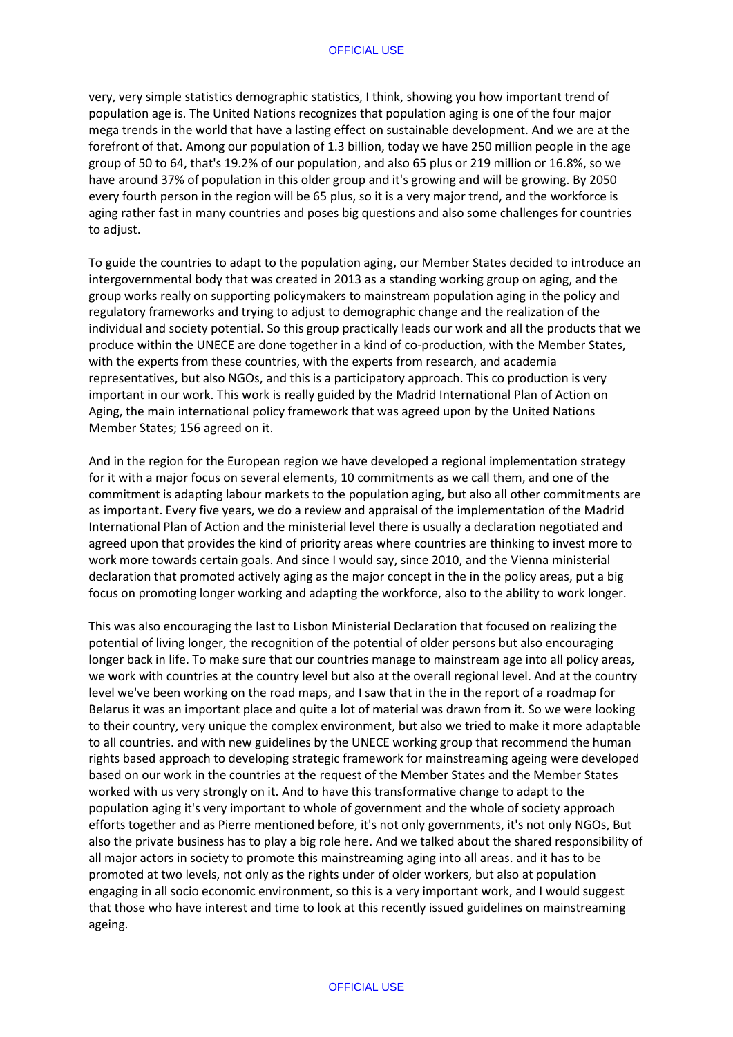very, very simple statistics demographic statistics, I think, showing you how important trend of population age is. The United Nations recognizes that population aging is one of the four major mega trends in the world that have a lasting effect on sustainable development. And we are at the forefront of that. Among our population of 1.3 billion, today we have 250 million people in the age group of 50 to 64, that's 19.2% of our population, and also 65 plus or 219 million or 16.8%, so we have around 37% of population in this older group and it's growing and will be growing. By 2050 every fourth person in the region will be 65 plus, so it is a very major trend, and the workforce is aging rather fast in many countries and poses big questions and also some challenges for countries to adjust.

To guide the countries to adapt to the population aging, our Member States decided to introduce an intergovernmental body that was created in 2013 as a standing working group on aging, and the group works really on supporting policymakers to mainstream population aging in the policy and regulatory frameworks and trying to adjust to demographic change and the realization of the individual and society potential. So this group practically leads our work and all the products that we produce within the UNECE are done together in a kind of co-production, with the Member States, with the experts from these countries, with the experts from research, and academia representatives, but also NGOs, and this is a participatory approach. This co production is very important in our work. This work is really guided by the Madrid International Plan of Action on Aging, the main international policy framework that was agreed upon by the United Nations Member States; 156 agreed on it.

And in the region for the European region we have developed a regional implementation strategy for it with a major focus on several elements, 10 commitments as we call them, and one of the commitment is adapting labour markets to the population aging, but also all other commitments are as important. Every five years, we do a review and appraisal of the implementation of the Madrid International Plan of Action and the ministerial level there is usually a declaration negotiated and agreed upon that provides the kind of priority areas where countries are thinking to invest more to work more towards certain goals. And since I would say, since 2010, and the Vienna ministerial declaration that promoted actively aging as the major concept in the in the policy areas, put a big focus on promoting longer working and adapting the workforce, also to the ability to work longer.

This was also encouraging the last to Lisbon Ministerial Declaration that focused on realizing the potential of living longer, the recognition of the potential of older persons but also encouraging longer back in life. To make sure that our countries manage to mainstream age into all policy areas, we work with countries at the country level but also at the overall regional level. And at the country level we've been working on the road maps, and I saw that in the in the report of a roadmap for Belarus it was an important place and quite a lot of material was drawn from it. So we were looking to their country, very unique the complex environment, but also we tried to make it more adaptable to all countries. and with new guidelines by the UNECE working group that recommend the human rights based approach to developing strategic framework for mainstreaming ageing were developed based on our work in the countries at the request of the Member States and the Member States worked with us very strongly on it. And to have this transformative change to adapt to the population aging it's very important to whole of government and the whole of society approach efforts together and as Pierre mentioned before, it's not only governments, it's not only NGOs, But also the private business has to play a big role here. And we talked about the shared responsibility of all major actors in society to promote this mainstreaming aging into all areas. and it has to be promoted at two levels, not only as the rights under of older workers, but also at population engaging in all socio economic environment, so this is a very important work, and I would suggest that those who have interest and time to look at this recently issued guidelines on mainstreaming ageing.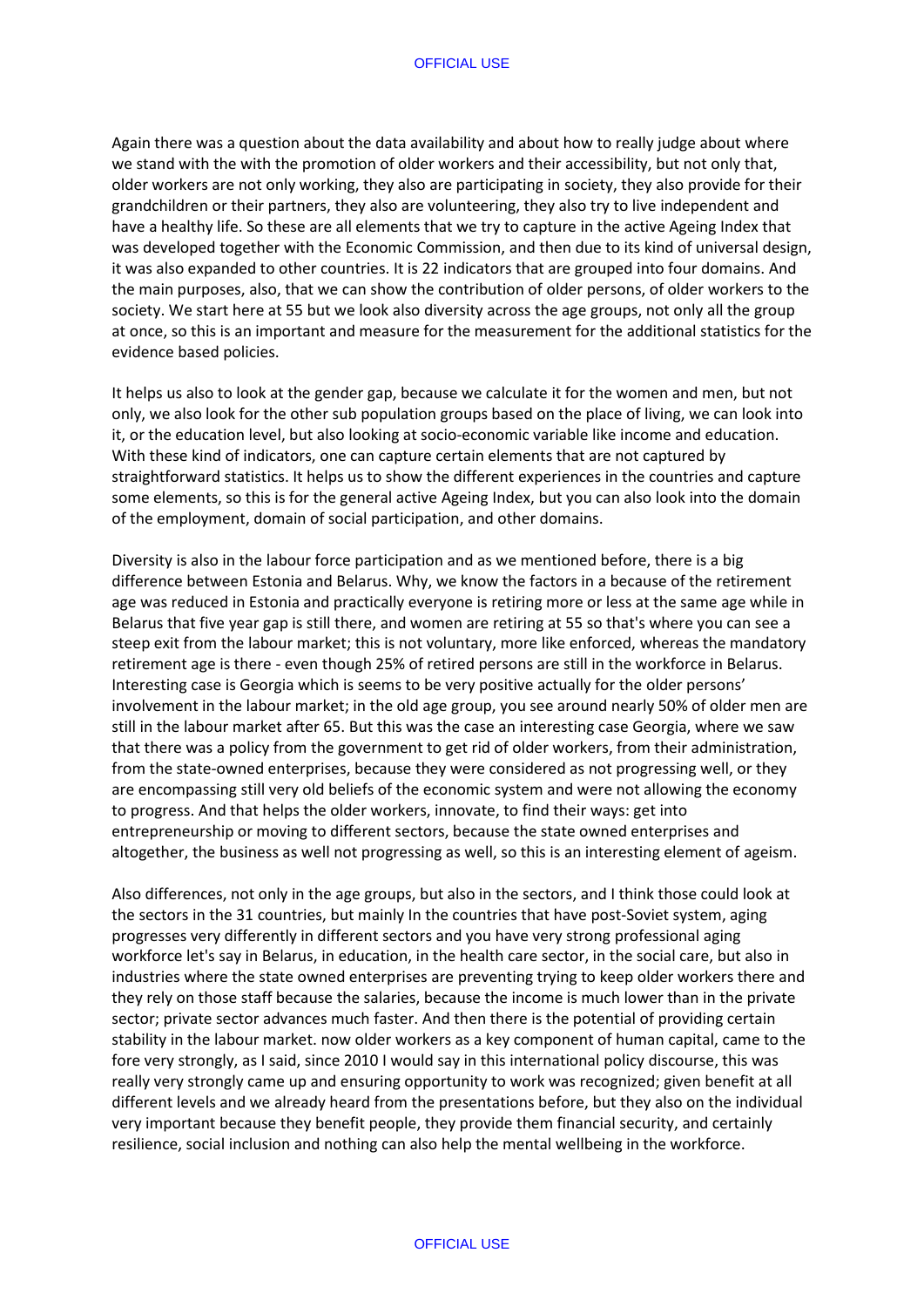Again there was a question about the data availability and about how to really judge about where we stand with the with the promotion of older workers and their accessibility, but not only that, older workers are not only working, they also are participating in society, they also provide for their grandchildren or their partners, they also are volunteering, they also try to live independent and have a healthy life. So these are all elements that we try to capture in the active Ageing Index that was developed together with the Economic Commission, and then due to its kind of universal design, it was also expanded to other countries. It is 22 indicators that are grouped into four domains. And the main purposes, also, that we can show the contribution of older persons, of older workers to the society. We start here at 55 but we look also diversity across the age groups, not only all the group at once, so this is an important and measure for the measurement for the additional statistics for the evidence based policies.

It helps us also to look at the gender gap, because we calculate it for the women and men, but not only, we also look for the other sub population groups based on the place of living, we can look into it, or the education level, but also looking at socio-economic variable like income and education. With these kind of indicators, one can capture certain elements that are not captured by straightforward statistics. It helps us to show the different experiences in the countries and capture some elements, so this is for the general active Ageing Index, but you can also look into the domain of the employment, domain of social participation, and other domains.

Diversity is also in the labour force participation and as we mentioned before, there is a big difference between Estonia and Belarus. Why, we know the factors in a because of the retirement age was reduced in Estonia and practically everyone is retiring more or less at the same age while in Belarus that five year gap is still there, and women are retiring at 55 so that's where you can see a steep exit from the labour market; this is not voluntary, more like enforced, whereas the mandatory retirement age is there - even though 25% of retired persons are still in the workforce in Belarus. Interesting case is Georgia which is seems to be very positive actually for the older persons' involvement in the labour market; in the old age group, you see around nearly 50% of older men are still in the labour market after 65. But this was the case an interesting case Georgia, where we saw that there was a policy from the government to get rid of older workers, from their administration, from the state-owned enterprises, because they were considered as not progressing well, or they are encompassing still very old beliefs of the economic system and were not allowing the economy to progress. And that helps the older workers, innovate, to find their ways: get into entrepreneurship or moving to different sectors, because the state owned enterprises and altogether, the business as well not progressing as well, so this is an interesting element of ageism.

Also differences, not only in the age groups, but also in the sectors, and I think those could look at the sectors in the 31 countries, but mainly In the countries that have post-Soviet system, aging progresses very differently in different sectors and you have very strong professional aging workforce let's say in Belarus, in education, in the health care sector, in the social care, but also in industries where the state owned enterprises are preventing trying to keep older workers there and they rely on those staff because the salaries, because the income is much lower than in the private sector; private sector advances much faster. And then there is the potential of providing certain stability in the labour market. now older workers as a key component of human capital, came to the fore very strongly, as I said, since 2010 I would say in this international policy discourse, this was really very strongly came up and ensuring opportunity to work was recognized; given benefit at all different levels and we already heard from the presentations before, but they also on the individual very important because they benefit people, they provide them financial security, and certainly resilience, social inclusion and nothing can also help the mental wellbeing in the workforce.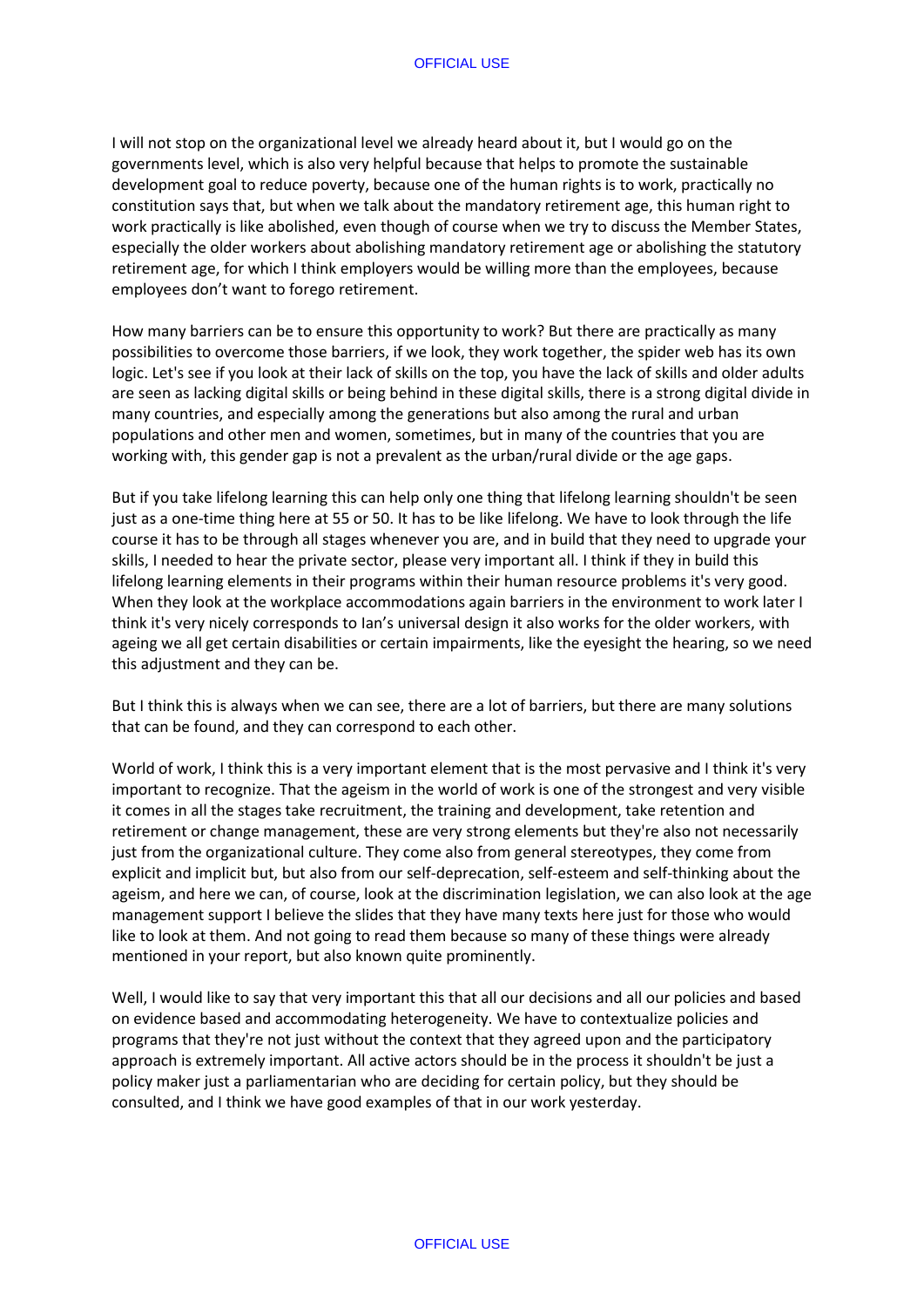I will not stop on the organizational level we already heard about it, but I would go on the governments level, which is also very helpful because that helps to promote the sustainable development goal to reduce poverty, because one of the human rights is to work, practically no constitution says that, but when we talk about the mandatory retirement age, this human right to work practically is like abolished, even though of course when we try to discuss the Member States, especially the older workers about abolishing mandatory retirement age or abolishing the statutory retirement age, for which I think employers would be willing more than the employees, because employees don't want to forego retirement.

How many barriers can be to ensure this opportunity to work? But there are practically as many possibilities to overcome those barriers, if we look, they work together, the spider web has its own logic. Let's see if you look at their lack of skills on the top, you have the lack of skills and older adults are seen as lacking digital skills or being behind in these digital skills, there is a strong digital divide in many countries, and especially among the generations but also among the rural and urban populations and other men and women, sometimes, but in many of the countries that you are working with, this gender gap is not a prevalent as the urban/rural divide or the age gaps.

But if you take lifelong learning this can help only one thing that lifelong learning shouldn't be seen just as a one-time thing here at 55 or 50. It has to be like lifelong. We have to look through the life course it has to be through all stages whenever you are, and in build that they need to upgrade your skills, I needed to hear the private sector, please very important all. I think if they in build this lifelong learning elements in their programs within their human resource problems it's very good. When they look at the workplace accommodations again barriers in the environment to work later I think it's very nicely corresponds to Ian's universal design it also works for the older workers, with ageing we all get certain disabilities or certain impairments, like the eyesight the hearing, so we need this adjustment and they can be.

But I think this is always when we can see, there are a lot of barriers, but there are many solutions that can be found, and they can correspond to each other.

World of work, I think this is a very important element that is the most pervasive and I think it's very important to recognize. That the ageism in the world of work is one of the strongest and very visible it comes in all the stages take recruitment, the training and development, take retention and retirement or change management, these are very strong elements but they're also not necessarily just from the organizational culture. They come also from general stereotypes, they come from explicit and implicit but, but also from our self-deprecation, self-esteem and self-thinking about the ageism, and here we can, of course, look at the discrimination legislation, we can also look at the age management support I believe the slides that they have many texts here just for those who would like to look at them. And not going to read them because so many of these things were already mentioned in your report, but also known quite prominently.

Well, I would like to say that very important this that all our decisions and all our policies and based on evidence based and accommodating heterogeneity. We have to contextualize policies and programs that they're not just without the context that they agreed upon and the participatory approach is extremely important. All active actors should be in the process it shouldn't be just a policy maker just a parliamentarian who are deciding for certain policy, but they should be consulted, and I think we have good examples of that in our work yesterday.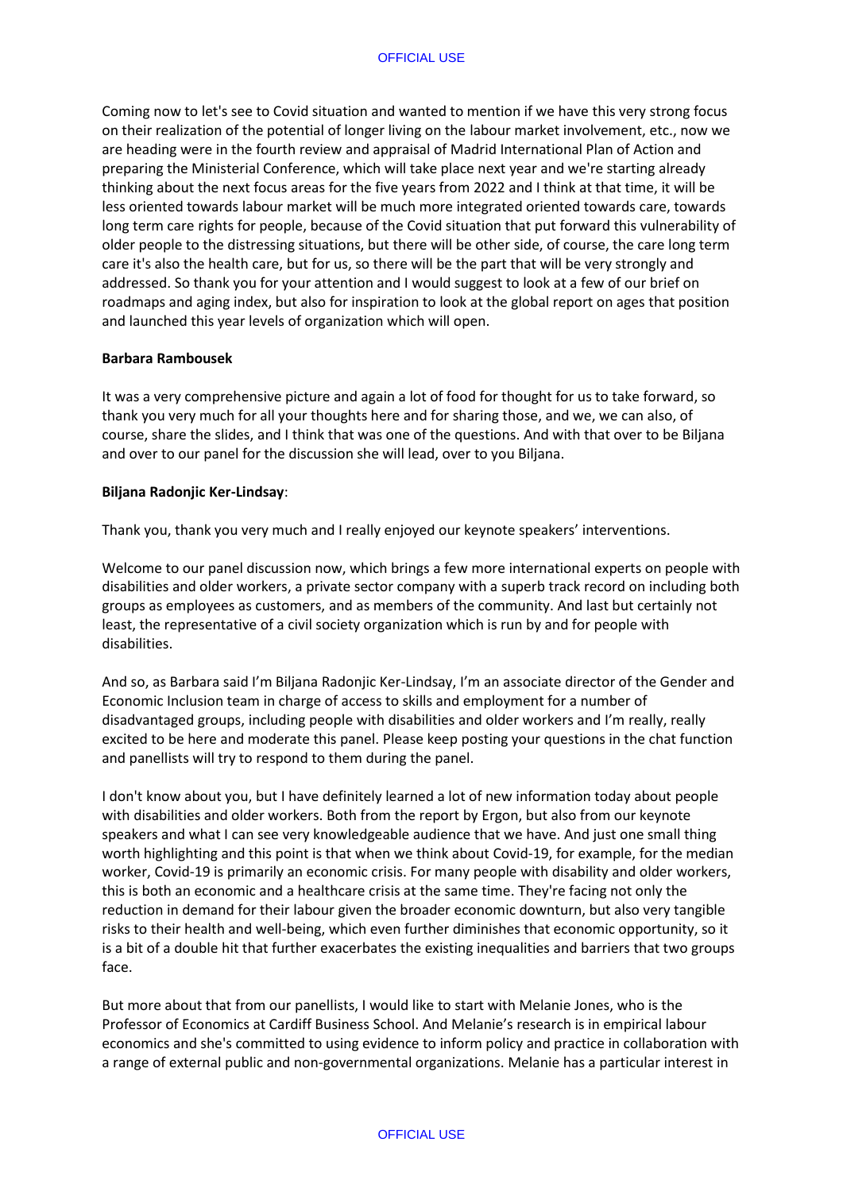Coming now to let's see to Covid situation and wanted to mention if we have this very strong focus on their realization of the potential of longer living on the labour market involvement, etc., now we are heading were in the fourth review and appraisal of Madrid International Plan of Action and preparing the Ministerial Conference, which will take place next year and we're starting already thinking about the next focus areas for the five years from 2022 and I think at that time, it will be less oriented towards labour market will be much more integrated oriented towards care, towards long term care rights for people, because of the Covid situation that put forward this vulnerability of older people to the distressing situations, but there will be other side, of course, the care long term care it's also the health care, but for us, so there will be the part that will be very strongly and addressed. So thank you for your attention and I would suggest to look at a few of our brief on roadmaps and aging index, but also for inspiration to look at the global report on ages that position and launched this year levels of organization which will open.

**Barbara Rambousek**

It was a very comprehensive picture and again a lot of food for thought for us to take forward, so thank you very much for all your thoughts here and for sharing those, and we, we can also, of course, share the slides, and I think that was one of the questions. And with that over to be Biljana and over to our panel for the discussion she will lead, over to you Biljana.

**Biljana Radonjic Ker-Lindsay**:

Thank you, thank you very much and I really enjoyed our keynote speakers' interventions.

Welcome to our panel discussion now, which brings a few more international experts on people with disabilities and older workers, a private sector company with a superb track record on including both groups as employees as customers, and as members of the community. And last but certainly not least, the representative of a civil society organization which is run by and for people with disabilities.

And so, as Barbara said I'm Biljana Radonjic Ker-Lindsay, I'm an associate director of the Gender and Economic Inclusion team in charge of access to skills and employment for a number of disadvantaged groups, including people with disabilities and older workers and I'm really, really excited to be here and moderate this panel. Please keep posting your questions in the chat function and panellists will try to respond to them during the panel.

I don't know about you, but I have definitely learned a lot of new information today about people with disabilities and older workers. Both from the report by Ergon, but also from our keynote speakers and what I can see very knowledgeable audience that we have. And just one small thing worth highlighting and this point is that when we think about Covid-19, for example, for the median worker, Covid-19 is primarily an economic crisis. For many people with disability and older workers, this is both an economic and a healthcare crisis at the same time. They're facing not only the reduction in demand for their labour given the broader economic downturn, but also very tangible risks to their health and well-being, which even further diminishes that economic opportunity, so it is a bit of a double hit that further exacerbates the existing inequalities and barriers that two groups face.

But more about that from our panellists, I would like to start with Melanie Jones, who is the Professor of Economics at Cardiff Business School. And Melanie's research is in empirical labour economics and she's committed to using evidence to inform policy and practice in collaboration with a range of external public and non-governmental organizations. Melanie has a particular interest in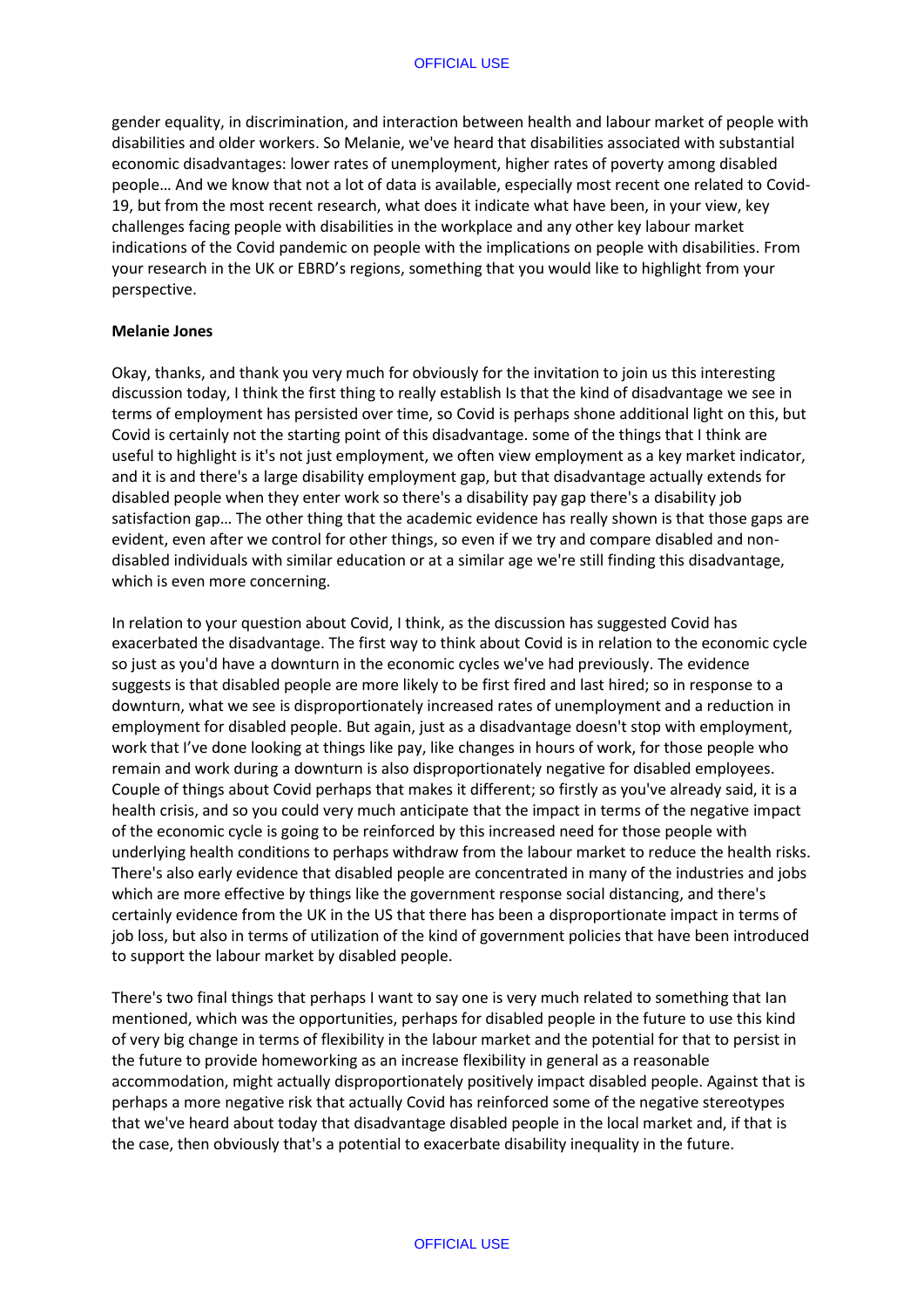gender equality, in discrimination, and interaction between health and labour market of people with disabilities and older workers. So Melanie, we've heard that disabilities associated with substantial economic disadvantages: lower rates of unemployment, higher rates of poverty among disabled people… And we know that not a lot of data is available, especially most recent one related to Covid-19, but from the most recent research, what does it indicate what have been, in your view, key challenges facing people with disabilities in the workplace and any other key labour market indications of the Covid pandemic on people with the implications on people with disabilities. From your research in the UK or EBRD's regions, something that you would like to highlight from your perspective.

**Melanie Jones**

Okay, thanks, and thank you very much for obviously for the invitation to join us this interesting discussion today, I think the first thing to really establish Is that the kind of disadvantage we see in terms of employment has persisted over time, so Covid is perhaps shone additional light on this, but Covid is certainly not the starting point of this disadvantage. some of the things that I think are useful to highlight is it's not just employment, we often view employment as a key market indicator, and it is and there's a large disability employment gap, but that disadvantage actually extends for disabled people when they enter work so there's a disability pay gap there's a disability job satisfaction gap… The other thing that the academic evidence has really shown is that those gaps are evident, even after we control for other things, so even if we try and compare disabled and non-disabled individuals with similar education or at a similar age we're still finding this disadvantage, which is even more concerning.

In relation to your question about Covid, I think, as the discussion has suggested Covid has exacerbated the disadvantage. The first way to think about Covid is in relation to the economic cycle so just as you'd have a downturn in the economic cycles we've had previously. The evidence suggests is that disabled people are more likely to be first fired and last hired; so in response to a downturn, what we see is disproportionately increased rates of unemployment and a reduction in employment for disabled people. But again, just as a disadvantage doesn't stop with employment, work that I've done looking at things like pay, like changes in hours of work, for those people who remain and work during a downturn is also disproportionately negative for disabled employees. Couple of things about Covid perhaps that makes it different; so firstly as you've already said, it is a health crisis, and so you could very much anticipate that the impact in terms of the negative impact of the economic cycle is going to be reinforced by this increased need for those people with underlying health conditions to perhaps withdraw from the labour market to reduce the health risks. There's also early evidence that disabled people are concentrated in many of the industries and jobs which are more effective by things like the government response social distancing, and there's certainly evidence from the UK in the US that there has been a disproportionate impact in terms of job loss, but also in terms of utilization of the kind of government policies that have been introduced to support the labour market by disabled people.

There's two final things that perhaps I want to say one is very much related to something that Ian mentioned, which was the opportunities, perhaps for disabled people in the future to use this kind of very big change in terms of flexibility in the labour market and the potential for that to persist in the future to provide homeworking as an increase flexibility in general as a reasonable accommodation, might actually disproportionately positively impact disabled people. Against that is perhaps a more negative risk that actually Covid has reinforced some of the negative stereotypes that we've heard about today that disadvantage disabled people in the local market and, if that is the case, then obviously that's a potential to exacerbate disability inequality in the future.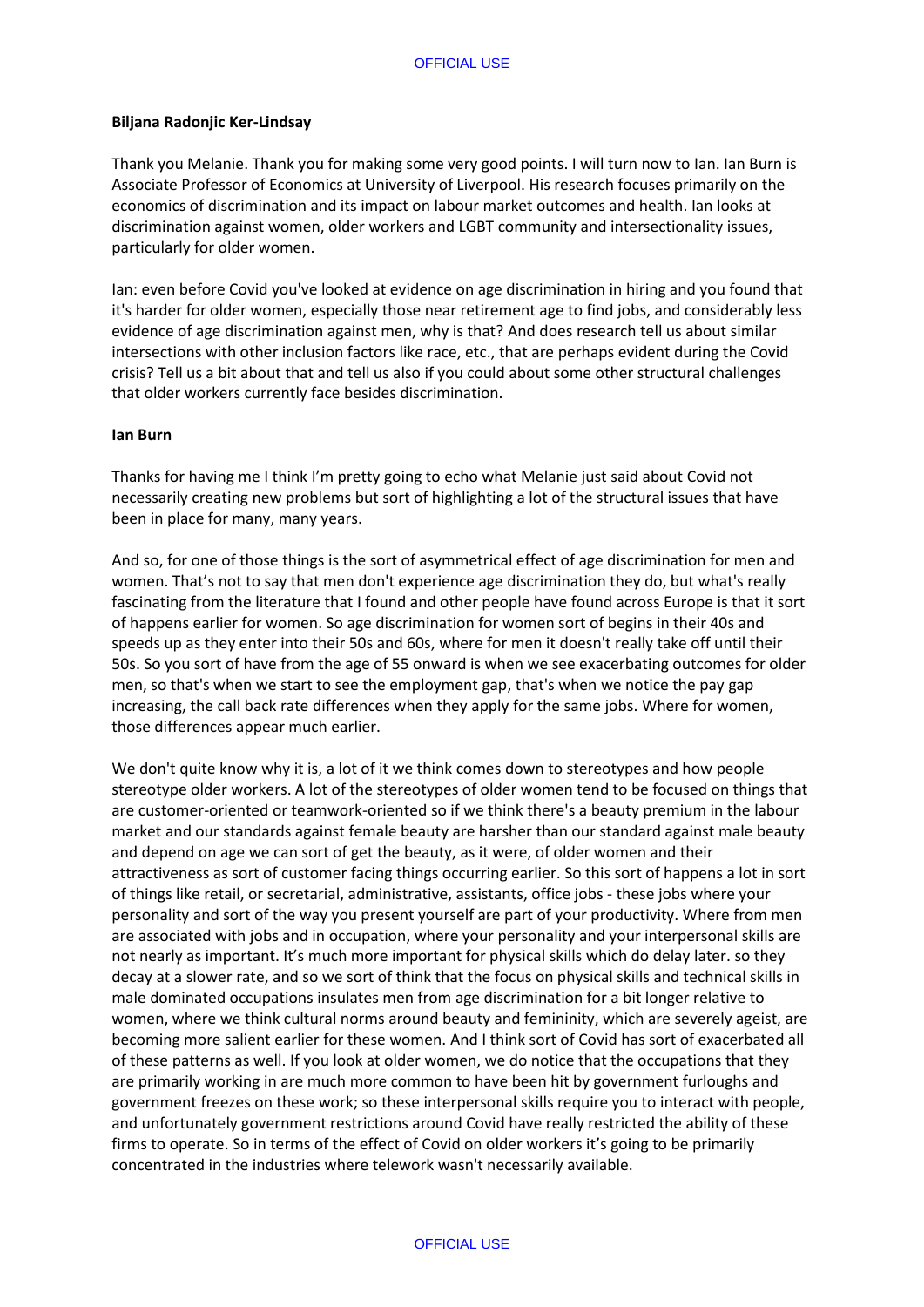**Biljana Radonjic Ker-Lindsay**

Thank you Melanie. Thank you for making some very good points. I will turn now to Ian. Ian Burn is Associate Professor of Economics at University of Liverpool. His research focuses primarily on the economics of discrimination and its impact on labour market outcomes and health. Ian looks at discrimination against women, older workers and LGBT community and intersectionality issues, particularly for older women.

Ian: even before Covid you've looked at evidence on age discrimination in hiring and you found that it's harder for older women, especially those near retirement age to find jobs, and considerably less evidence of age discrimination against men, why is that? And does research tell us about similar intersections with other inclusion factors like race, etc., that are perhaps evident during the Covid crisis? Tell us a bit about that and tell us also if you could about some other structural challenges that older workers currently face besides discrimination.

**Ian Burn**

Thanks for having me I think I'm pretty going to echo what Melanie just said about Covid not necessarily creating new problems but sort of highlighting a lot of the structural issues that have been in place for many, many years.

And so, for one of those things is the sort of asymmetrical effect of age discrimination for men and women. That's not to say that men don't experience age discrimination they do, but what's really fascinating from the literature that I found and other people have found across Europe is that it sort of happens earlier for women. So age discrimination for women sort of begins in their 40s and speeds up as they enter into their 50s and 60s, where for men it doesn't really take off until their 50s. So you sort of have from the age of 55 onward is when we see exacerbating outcomes for older men, so that's when we start to see the employment gap, that's when we notice the pay gap increasing, the call back rate differences when they apply for the same jobs. Where for women, those differences appear much earlier.

We don't quite know why it is, a lot of it we think comes down to stereotypes and how people stereotype older workers. A lot of the stereotypes of older women tend to be focused on things that are customer-oriented or teamwork-oriented so if we think there's a beauty premium in the labour market and our standards against female beauty are harsher than our standard against male beauty and depend on age we can sort of get the beauty, as it were, of older women and their attractiveness as sort of customer facing things occurring earlier. So this sort of happens a lot in sort of things like retail, or secretarial, administrative, assistants, office jobs - these jobs where your personality and sort of the way you present yourself are part of your productivity. Where from men are associated with jobs and in occupation, where your personality and your interpersonal skills are not nearly as important. It's much more important for physical skills which do delay later. so they decay at a slower rate, and so we sort of think that the focus on physical skills and technical skills in male dominated occupations insulates men from age discrimination for a bit longer relative to women, where we think cultural norms around beauty and femininity, which are severely ageist, are becoming more salient earlier for these women. And I think sort of Covid has sort of exacerbated all of these patterns as well. If you look at older women, we do notice that the occupations that they are primarily working in are much more common to have been hit by government furloughs and government freezes on these work; so these interpersonal skills require you to interact with people, and unfortunately government restrictions around Covid have really restricted the ability of these firms to operate. So in terms of the effect of Covid on older workers it's going to be primarily concentrated in the industries where telework wasn't necessarily available.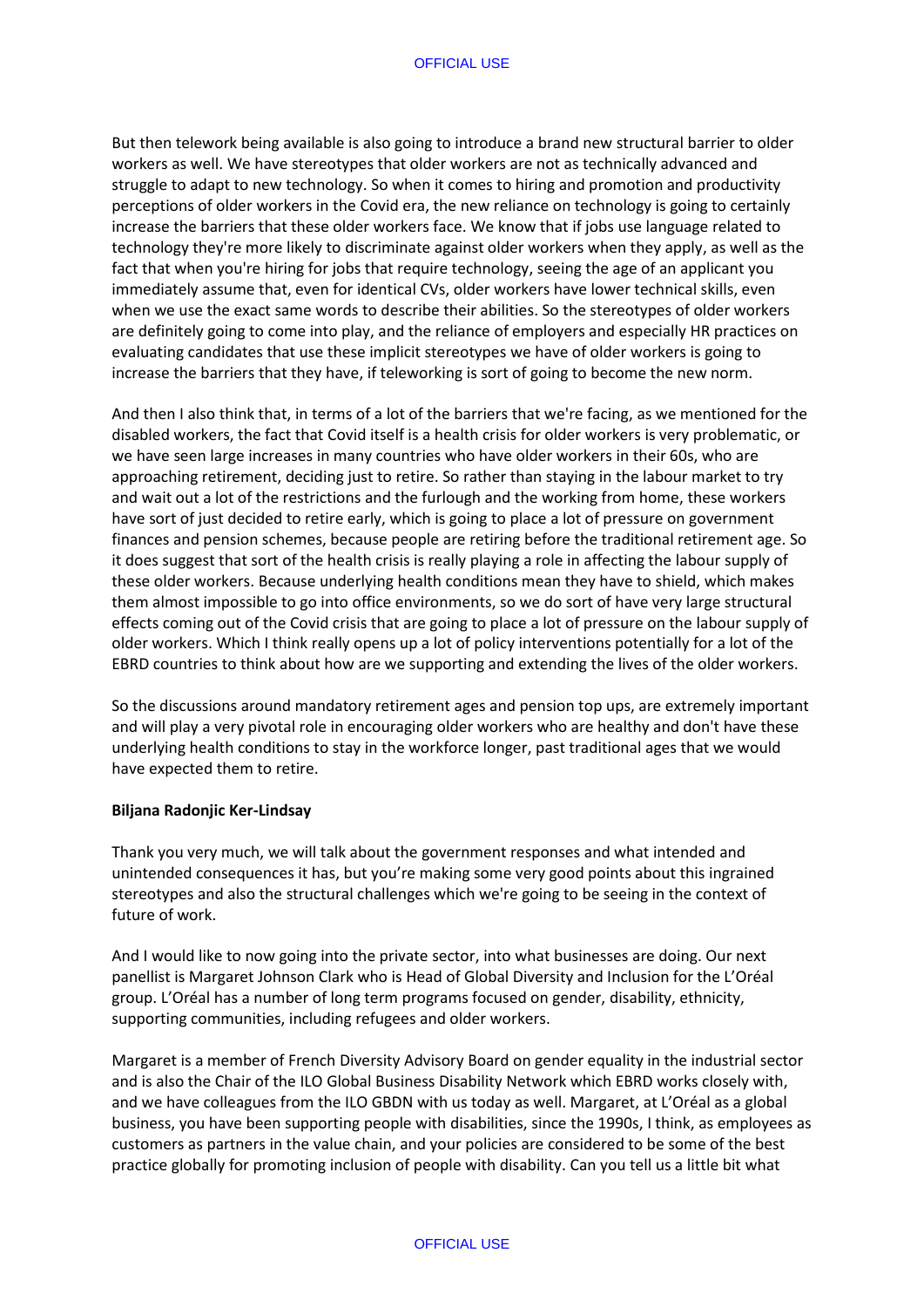But then telework being available is also going to introduce a brand new structural barrier to older workers as well. We have stereotypes that older workers are not as technically advanced and struggle to adapt to new technology. So when it comes to hiring and promotion and productivity perceptions of older workers in the Covid era, the new reliance on technology is going to certainly increase the barriers that these older workers face. We know that if jobs use language related to technology they're more likely to discriminate against older workers when they apply, as well as the fact that when you're hiring for jobs that require technology, seeing the age of an applicant you immediately assume that, even for identical CVs, older workers have lower technical skills, even when we use the exact same words to describe their abilities. So the stereotypes of older workers are definitely going to come into play, and the reliance of employers and especially HR practices on evaluating candidates that use these implicit stereotypes we have of older workers is going to increase the barriers that they have, if teleworking is sort of going to become the new norm.

And then I also think that, in terms of a lot of the barriers that we're facing, as we mentioned for the disabled workers, the fact that Covid itself is a health crisis for older workers is very problematic, or we have seen large increases in many countries who have older workers in their 60s, who are approaching retirement, deciding just to retire. So rather than staying in the labour market to try and wait out a lot of the restrictions and the furlough and the working from home, these workers have sort of just decided to retire early, which is going to place a lot of pressure on government finances and pension schemes, because people are retiring before the traditional retirement age. So it does suggest that sort of the health crisis is really playing a role in affecting the labour supply of these older workers. Because underlying health conditions mean they have to shield, which makes them almost impossible to go into office environments, so we do sort of have very large structural effects coming out of the Covid crisis that are going to place a lot of pressure on the labour supply of older workers. Which I think really opens up a lot of policy interventions potentially for a lot of the EBRD countries to think about how are we supporting and extending the lives of the older workers.

So the discussions around mandatory retirement ages and pension top ups, are extremely important and will play a very pivotal role in encouraging older workers who are healthy and don't have these underlying health conditions to stay in the workforce longer, past traditional ages that we would have expected them to retire.

**Biljana Radonjic Ker-Lindsay**

Thank you very much, we will talk about the government responses and what intended and unintended consequences it has, but you're making some very good points about this ingrained stereotypes and also the structural challenges which we're going to be seeing in the context of future of work.

And I would like to now going into the private sector, into what businesses are doing. Our next panellist is Margaret Johnson Clark who is Head of Global Diversity and Inclusion for the L'Oréal group. L'Oréal has a number of long term programs focused on gender, disability, ethnicity, supporting communities, including refugees and older workers.

Margaret is a member of French Diversity Advisory Board on gender equality in the industrial sector and is also the Chair of the ILO Global Business Disability Network which EBRD works closely with, and we have colleagues from the ILO GBDN with us today as well. Margaret, at L'Oréal as a global business, you have been supporting people with disabilities, since the 1990s, I think, as employees as customers as partners in the value chain, and your policies are considered to be some of the best practice globally for promoting inclusion of people with disability. Can you tell us a little bit what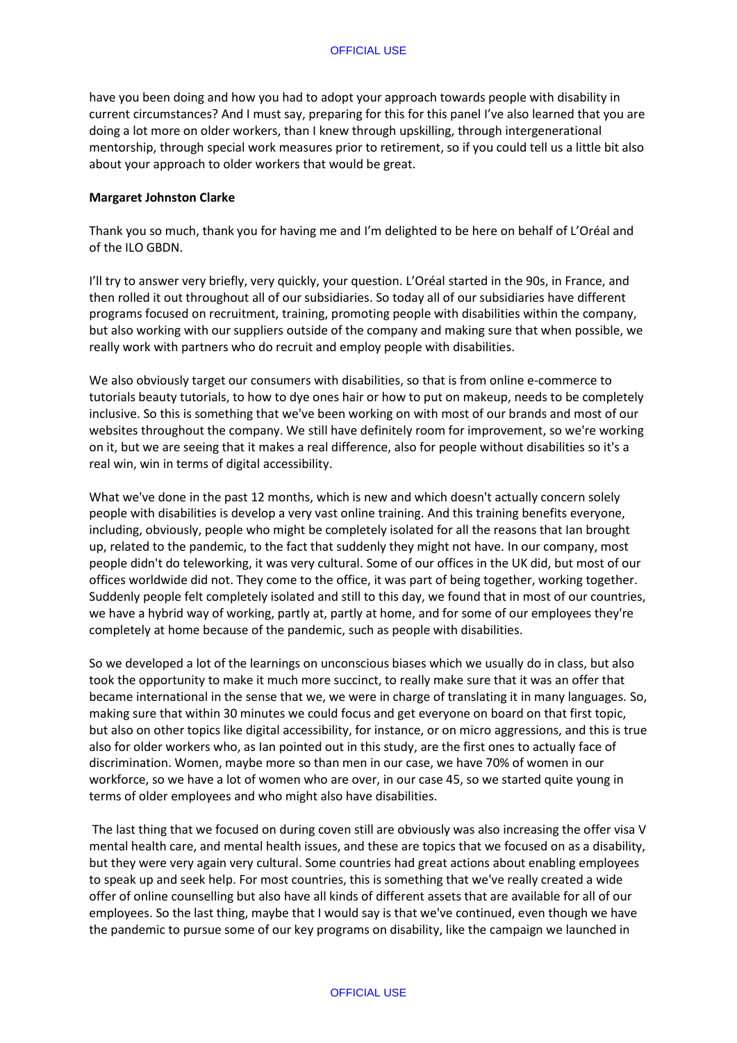have you been doing and how you had to adopt your approach towards people with disability in current circumstances? And I must say, preparing for this for this panel I've also learned that you are doing a lot more on older workers, than I knew through upskilling, through intergenerational mentorship, through special work measures prior to retirement, so if you could tell us a little bit also about your approach to older workers that would be great.

**Margaret Johnston Clarke**

Thank you so much, thank you for having me and I'm delighted to be here on behalf of L'Oréal and of the ILO GBDN.

I'll try to answer very briefly, very quickly, your question. L'Oréal started in the 90s, in France, and then rolled it out throughout all of our subsidiaries. So today all of our subsidiaries have different programs focused on recruitment, training, promoting people with disabilities within the company, but also working with our suppliers outside of the company and making sure that when possible, we really work with partners who do recruit and employ people with disabilities.

We also obviously target our consumers with disabilities, so that is from online e-commerce to tutorials beauty tutorials, to how to dye ones hair or how to put on makeup, needs to be completely inclusive. So this is something that we've been working on with most of our brands and most of our websites throughout the company. We still have definitely room for improvement, so we're working on it, but we are seeing that it makes a real difference, also for people without disabilities so it's a real win, win in terms of digital accessibility.

What we've done in the past 12 months, which is new and which doesn't actually concern solely people with disabilities is develop a very vast online training. And this training benefits everyone, including, obviously, people who might be completely isolated for all the reasons that Ian brought up, related to the pandemic, to the fact that suddenly they might not have. In our company, most people didn't do teleworking, it was very cultural. Some of our offices in the UK did, but most of our offices worldwide did not. They come to the office, it was part of being together, working together. Suddenly people felt completely isolated and still to this day, we found that in most of our countries, we have a hybrid way of working, partly at, partly at home, and for some of our employees they're completely at home because of the pandemic, such as people with disabilities.

So we developed a lot of the learnings on unconscious biases which we usually do in class, but also took the opportunity to make it much more succinct, to really make sure that it was an offer that became international in the sense that we, we were in charge of translating it in many languages. So, making sure that within 30 minutes we could focus and get everyone on board on that first topic, but also on other topics like digital accessibility, for instance, or on micro aggressions, and this is true also for older workers who, as Ian pointed out in this study, are the first ones to actually face of discrimination. Women, maybe more so than men in our case, we have 70% of women in our workforce, so we have a lot of women who are over, in our case 45, so we started quite young in terms of older employees and who might also have disabilities.

The last thing that we focused on during coven still are obviously was also increasing the offer visa V mental health care, and mental health issues, and these are topics that we focused on as a disability, but they were very again very cultural. Some countries had great actions about enabling employees to speak up and seek help. For most countries, this is something that we've really created a wide offer of online counselling but also have all kinds of different assets that are available for all of our employees. So the last thing, maybe that I would say is that we've continued, even though we have the pandemic to pursue some of our key programs on disability, like the campaign we launched in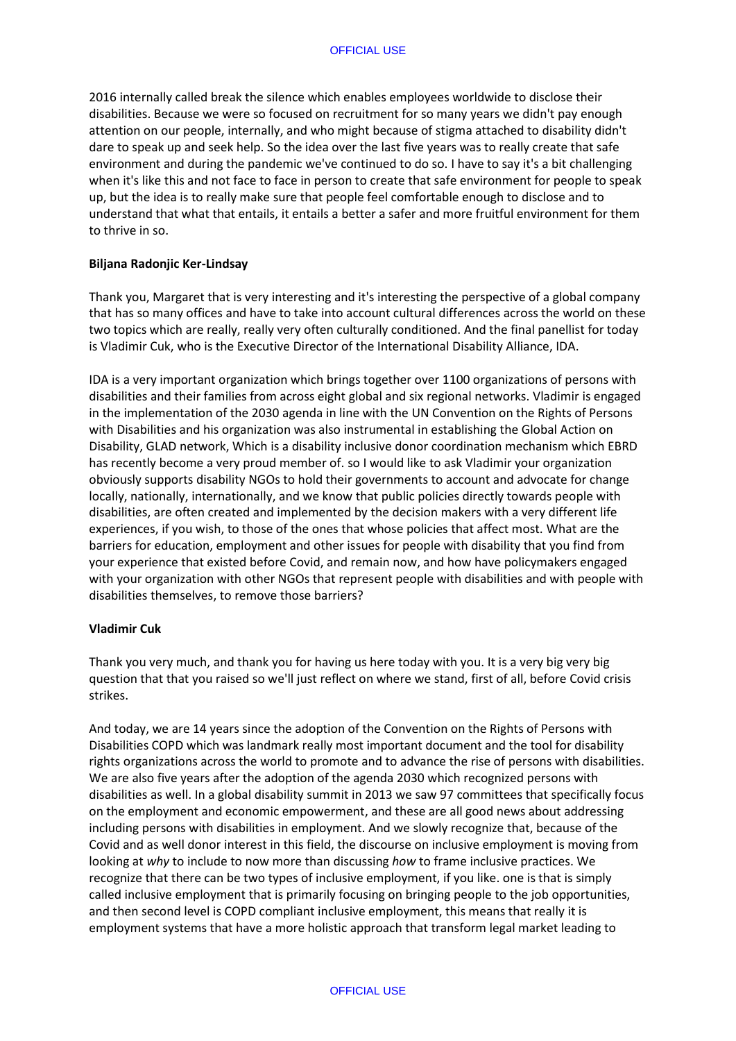2016 internally called break the silence which enables employees worldwide to disclose their disabilities. Because we were so focused on recruitment for so many years we didn't pay enough attention on our people, internally, and who might because of stigma attached to disability didn't dare to speak up and seek help. So the idea over the last five years was to really create that safe environment and during the pandemic we've continued to do so. I have to say it's a bit challenging when it's like this and not face to face in person to create that safe environment for people to speak up, but the idea is to really make sure that people feel comfortable enough to disclose and to understand that what that entails, it entails a better a safer and more fruitful environment for them to thrive in so.

**Biljana Radonjic Ker-Lindsay**

Thank you, Margaret that is very interesting and it's interesting the perspective of a global company that has so many offices and have to take into account cultural differences across the world on these two topics which are really, really very often culturally conditioned. And the final panellist for today is Vladimir Cuk, who is the Executive Director of the International Disability Alliance, IDA.

IDA is a very important organization which brings together over 1100 organizations of persons with disabilities and their families from across eight global and six regional networks. Vladimir is engaged in the implementation of the 2030 agenda in line with the UN Convention on the Rights of Persons with Disabilities and his organization was also instrumental in establishing the Global Action on Disability, GLAD network, Which is a disability inclusive donor coordination mechanism which EBRD has recently become a very proud member of. so I would like to ask Vladimir your organization obviously supports disability NGOs to hold their governments to account and advocate for change locally, nationally, internationally, and we know that public policies directly towards people with disabilities, are often created and implemented by the decision makers with a very different life experiences, if you wish, to those of the ones that whose policies that affect most. What are the barriers for education, employment and other issues for people with disability that you find from your experience that existed before Covid, and remain now, and how have policymakers engaged with your organization with other NGOs that represent people with disabilities and with people with disabilities themselves, to remove those barriers?

**Vladimir Cuk**

Thank you very much, and thank you for having us here today with you. It is a very big very big question that that you raised so we'll just reflect on where we stand, first of all, before Covid crisis strikes.

And today, we are 14 years since the adoption of the Convention on the Rights of Persons with Disabilities COPD which was landmark really most important document and the tool for disability rights organizations across the world to promote and to advance the rise of persons with disabilities. We are also five years after the adoption of the agenda 2030 which recognized persons with disabilities as well. In a global disability summit in 2013 we saw 97 committees that specifically focus on the employment and economic empowerment, and these are all good news about addressing including persons with disabilities in employment. And we slowly recognize that, because of the Covid and as well donor interest in this field, the discourse on inclusive employment is moving from looking at *why* to include to now more than discussing *how* to frame inclusive practices. We recognize that there can be two types of inclusive employment, if you like. one is that is simply called inclusive employment that is primarily focusing on bringing people to the job opportunities, and then second level is COPD compliant inclusive employment, this means that really it is employment systems that have a more holistic approach that transform legal market leading to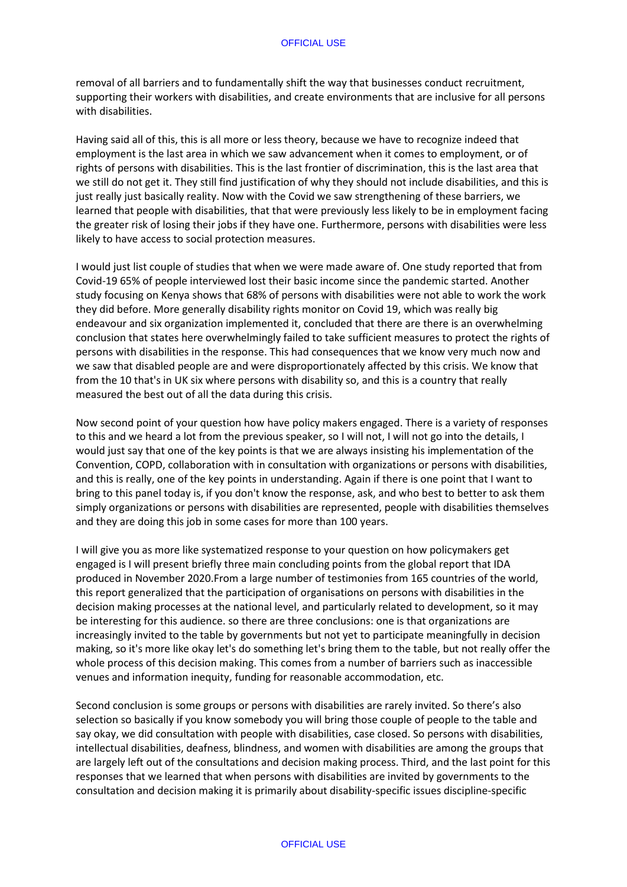removal of all barriers and to fundamentally shift the way that businesses conduct recruitment, supporting their workers with disabilities, and create environments that are inclusive for all persons with disabilities.

Having said all of this, this is all more or less theory, because we have to recognize indeed that employment is the last area in which we saw advancement when it comes to employment, or of rights of persons with disabilities. This is the last frontier of discrimination, this is the last area that we still do not get it. They still find justification of why they should not include disabilities, and this is just really just basically reality. Now with the Covid we saw strengthening of these barriers, we learned that people with disabilities, that that were previously less likely to be in employment facing the greater risk of losing their jobs if they have one. Furthermore, persons with disabilities were less likely to have access to social protection measures.

I would just list couple of studies that when we were made aware of. One study reported that from Covid-19 65% of people interviewed lost their basic income since the pandemic started. Another study focusing on Kenya shows that 68% of persons with disabilities were not able to work the work they did before. More generally disability rights monitor on Covid 19, which was really big endeavour and six organization implemented it, concluded that there are there is an overwhelming conclusion that states here overwhelmingly failed to take sufficient measures to protect the rights of persons with disabilities in the response. This had consequences that we know very much now and we saw that disabled people are and were disproportionately affected by this crisis. We know that from the 10 that's in UK six where persons with disability so, and this is a country that really measured the best out of all the data during this crisis.

Now second point of your question how have policy makers engaged. There is a variety of responses to this and we heard a lot from the previous speaker, so I will not, I will not go into the details, I would just say that one of the key points is that we are always insisting his implementation of the Convention, COPD, collaboration with in consultation with organizations or persons with disabilities, and this is really, one of the key points in understanding. Again if there is one point that I want to bring to this panel today is, if you don't know the response, ask, and who best to better to ask them simply organizations or persons with disabilities are represented, people with disabilities themselves and they are doing this job in some cases for more than 100 years.

I will give you as more like systematized response to your question on how policymakers get engaged is I will present briefly three main concluding points from the global report that IDA produced in November 2020.From a large number of testimonies from 165 countries of the world, this report generalized that the participation of organisations on persons with disabilities in the decision making processes at the national level, and particularly related to development, so it may be interesting for this audience. so there are three conclusions: one is that organizations are increasingly invited to the table by governments but not yet to participate meaningfully in decision making, so it's more like okay let's do something let's bring them to the table, but not really offer the whole process of this decision making. This comes from a number of barriers such as inaccessible venues and information inequity, funding for reasonable accommodation, etc.

Second conclusion is some groups or persons with disabilities are rarely invited. So there's also selection so basically if you know somebody you will bring those couple of people to the table and say okay, we did consultation with people with disabilities, case closed. So persons with disabilities, intellectual disabilities, deafness, blindness, and women with disabilities are among the groups that are largely left out of the consultations and decision making process. Third, and the last point for this responses that we learned that when persons with disabilities are invited by governments to the consultation and decision making it is primarily about disability-specific issues discipline-specific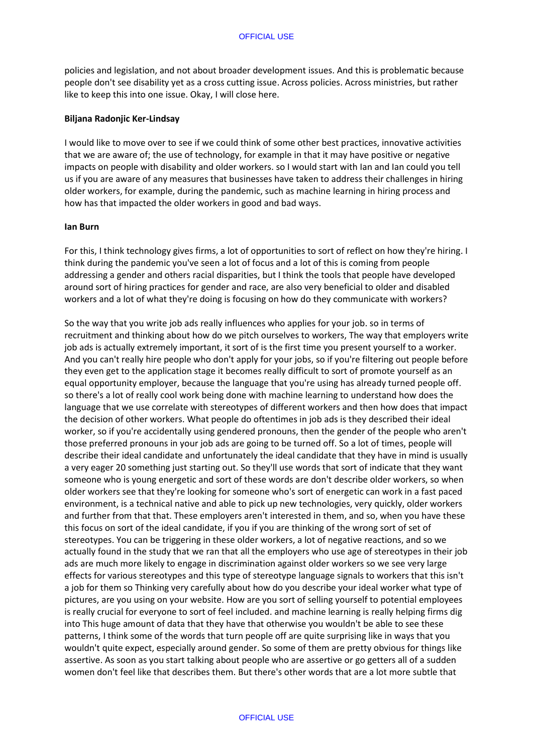policies and legislation, and not about broader development issues. And this is problematic because people don't see disability yet as a cross cutting issue. Across policies. Across ministries, but rather like to keep this into one issue. Okay, I will close here.

**Biljana Radonjic Ker-Lindsay**

I would like to move over to see if we could think of some other best practices, innovative activities that we are aware of; the use of technology, for example in that it may have positive or negative impacts on people with disability and older workers. so I would start with Ian and Ian could you tell us if you are aware of any measures that businesses have taken to address their challenges in hiring older workers, for example, during the pandemic, such as machine learning in hiring process and how has that impacted the older workers in good and bad ways.

**Ian Burn**

For this, I think technology gives firms, a lot of opportunities to sort of reflect on how they're hiring. I think during the pandemic you've seen a lot of focus and a lot of this is coming from people addressing a gender and others racial disparities, but I think the tools that people have developed around sort of hiring practices for gender and race, are also very beneficial to older and disabled workers and a lot of what they're doing is focusing on how do they communicate with workers?

So the way that you write job ads really influences who applies for your job. so in terms of recruitment and thinking about how do we pitch ourselves to workers, The way that employers write job ads is actually extremely important, it sort of is the first time you present yourself to a worker. And you can't really hire people who don't apply for your jobs, so if you're filtering out people before they even get to the application stage it becomes really difficult to sort of promote yourself as an equal opportunity employer, because the language that you're using has already turned people off. so there's a lot of really cool work being done with machine learning to understand how does the language that we use correlate with stereotypes of different workers and then how does that impact the decision of other workers. What people do oftentimes in job ads is they described their ideal worker, so if you're accidentally using gendered pronouns, then the gender of the people who aren't those preferred pronouns in your job ads are going to be turned off. So a lot of times, people will describe their ideal candidate and unfortunately the ideal candidate that they have in mind is usually a very eager 20 something just starting out. So they'll use words that sort of indicate that they want someone who is young energetic and sort of these words are don't describe older workers, so when older workers see that they're looking for someone who's sort of energetic can work in a fast paced environment, is a technical native and able to pick up new technologies, very quickly, older workers and further from that that. These employers aren't interested in them, and so, when you have these this focus on sort of the ideal candidate, if you if you are thinking of the wrong sort of set of stereotypes. You can be triggering in these older workers, a lot of negative reactions, and so we actually found in the study that we ran that all the employers who use age of stereotypes in their job ads are much more likely to engage in discrimination against older workers so we see very large effects for various stereotypes and this type of stereotype language signals to workers that this isn't a job for them so Thinking very carefully about how do you describe your ideal worker what type of pictures, are you using on your website. How are you sort of selling yourself to potential employees is really crucial for everyone to sort of feel included. and machine learning is really helping firms dig into This huge amount of data that they have that otherwise you wouldn't be able to see these patterns, I think some of the words that turn people off are quite surprising like in ways that you wouldn't quite expect, especially around gender. So some of them are pretty obvious for things like assertive. As soon as you start talking about people who are assertive or go getters all of a sudden women don't feel like that describes them. But there's other words that are a lot more subtle that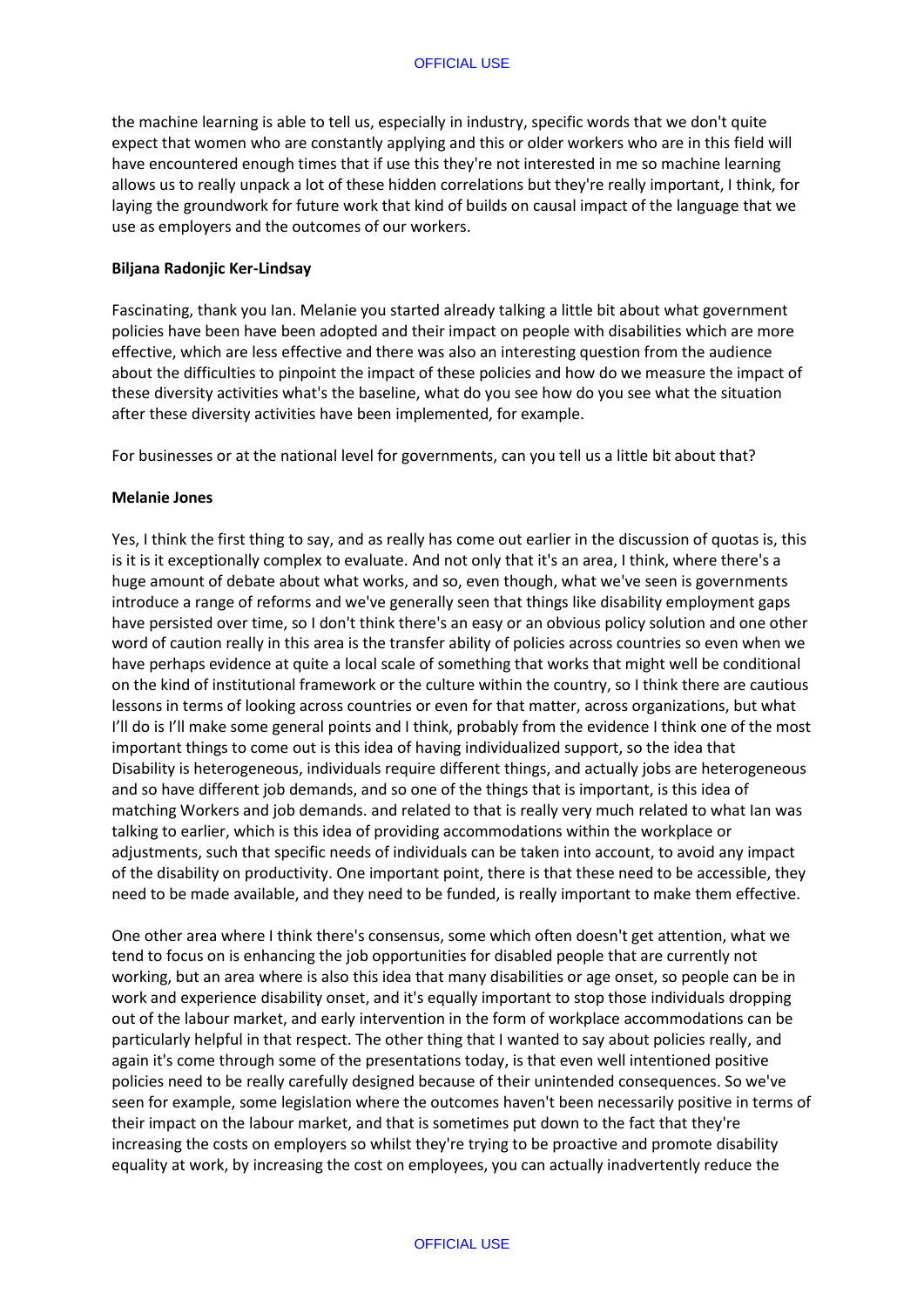the machine learning is able to tell us, especially in industry, specific words that we don't quite expect that women who are constantly applying and this or older workers who are in this field will have encountered enough times that if use this they're not interested in me so machine learning allows us to really unpack a lot of these hidden correlations but they're really important, I think, for laying the groundwork for future work that kind of builds on causal impact of the language that we use as employers and the outcomes of our workers.

**Biljana Radonjic Ker-Lindsay**

Fascinating, thank you Ian. Melanie you started already talking a little bit about what government policies have been have been adopted and their impact on people with disabilities which are more effective, which are less effective and there was also an interesting question from the audience about the difficulties to pinpoint the impact of these policies and how do we measure the impact of these diversity activities what's the baseline, what do you see how do you see what the situation after these diversity activities have been implemented, for example.

For businesses or at the national level for governments, can you tell us a little bit about that?

**Melanie Jones**

Yes, I think the first thing to say, and as really has come out earlier in the discussion of quotas is, this is it is it exceptionally complex to evaluate. And not only that it's an area, I think, where there's a huge amount of debate about what works, and so, even though, what we've seen is governments introduce a range of reforms and we've generally seen that things like disability employment gaps have persisted over time, so I don't think there's an easy or an obvious policy solution and one other word of caution really in this area is the transfer ability of policies across countries so even when we have perhaps evidence at quite a local scale of something that works that might well be conditional on the kind of institutional framework or the culture within the country, so I think there are cautious lessons in terms of looking across countries or even for that matter, across organizations, but what I'll do is I'll make some general points and I think, probably from the evidence I think one of the most important things to come out is this idea of having individualized support, so the idea that Disability is heterogeneous, individuals require different things, and actually jobs are heterogeneous and so have different job demands, and so one of the things that is important, is this idea of matching Workers and job demands. and related to that is really very much related to what Ian was talking to earlier, which is this idea of providing accommodations within the workplace or adjustments, such that specific needs of individuals can be taken into account, to avoid any impact of the disability on productivity. One important point, there is that these need to be accessible, they need to be made available, and they need to be funded, is really important to make them effective.

One other area where I think there's consensus, some which often doesn't get attention, what we tend to focus on is enhancing the job opportunities for disabled people that are currently not working, but an area where is also this idea that many disabilities or age onset, so people can be in work and experience disability onset, and it's equally important to stop those individuals dropping out of the labour market, and early intervention in the form of workplace accommodations can be particularly helpful in that respect. The other thing that I wanted to say about policies really, and again it's come through some of the presentations today, is that even well intentioned positive policies need to be really carefully designed because of their unintended consequences. So we've seen for example, some legislation where the outcomes haven't been necessarily positive in terms of their impact on the labour market, and that is sometimes put down to the fact that they're increasing the costs on employers so whilst they're trying to be proactive and promote disability equality at work, by increasing the cost on employees, you can actually inadvertently reduce the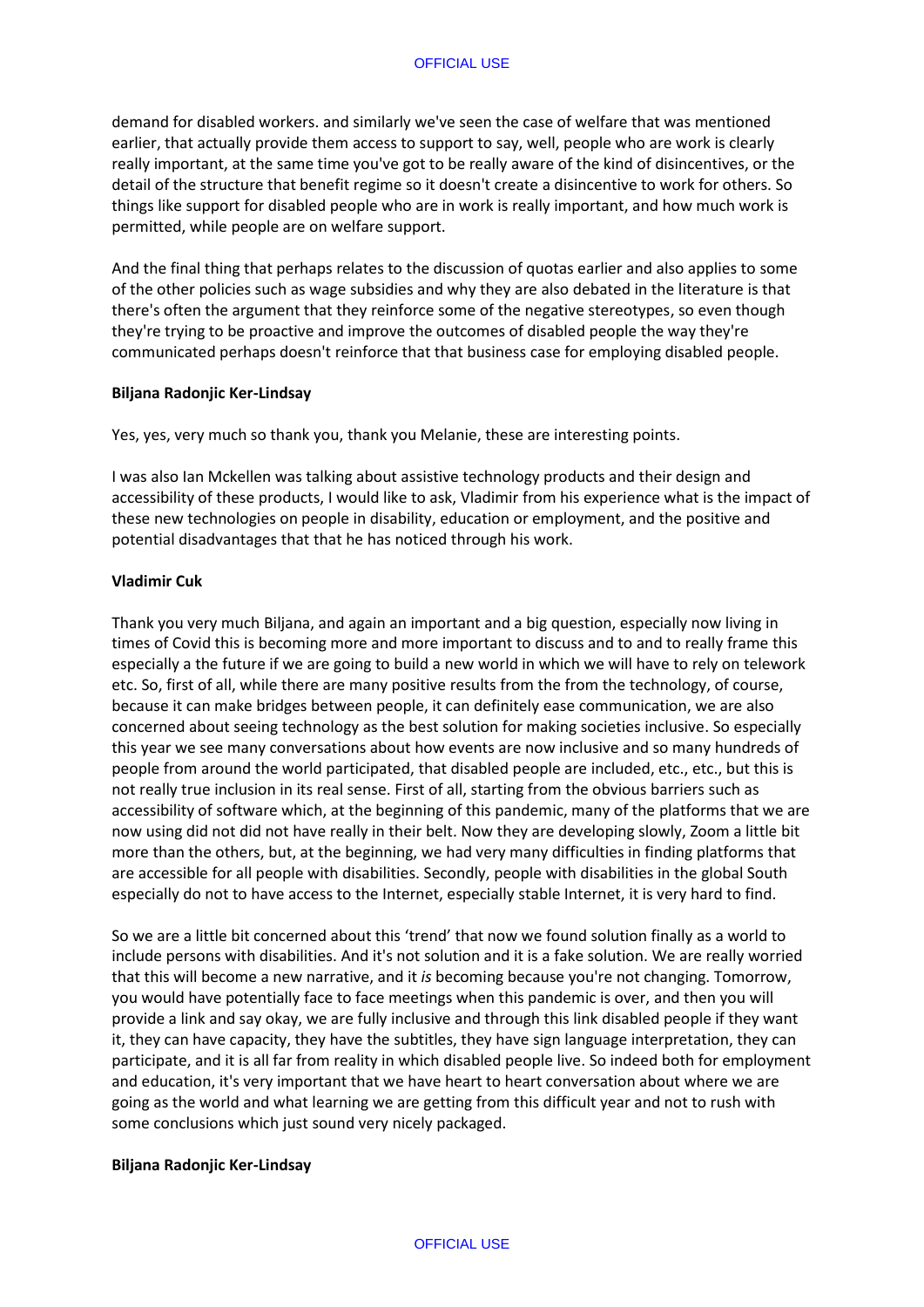demand for disabled workers. and similarly we've seen the case of welfare that was mentioned earlier, that actually provide them access to support to say, well, people who are work is clearly really important, at the same time you've got to be really aware of the kind of disincentives, or the detail of the structure that benefit regime so it doesn't create a disincentive to work for others. So things like support for disabled people who are in work is really important, and how much work is permitted, while people are on welfare support.

And the final thing that perhaps relates to the discussion of quotas earlier and also applies to some of the other policies such as wage subsidies and why they are also debated in the literature is that there's often the argument that they reinforce some of the negative stereotypes, so even though they're trying to be proactive and improve the outcomes of disabled people the way they're communicated perhaps doesn't reinforce that that business case for employing disabled people.

**Biljana Radonjic Ker-Lindsay**

Yes, yes, very much so thank you, thank you Melanie, these are interesting points.

I was also Ian Mckellen was talking about assistive technology products and their design and accessibility of these products, I would like to ask, Vladimir from his experience what is the impact of these new technologies on people in disability, education or employment, and the positive and potential disadvantages that that he has noticed through his work.

**Vladimir Cuk**

Thank you very much Biljana, and again an important and a big question, especially now living in times of Covid this is becoming more and more important to discuss and to and to really frame this especially a the future if we are going to build a new world in which we will have to rely on telework etc. So, first of all, while there are many positive results from the from the technology, of course, because it can make bridges between people, it can definitely ease communication, we are also concerned about seeing technology as the best solution for making societies inclusive. So especially this year we see many conversations about how events are now inclusive and so many hundreds of people from around the world participated, that disabled people are included, etc., etc., but this is not really true inclusion in its real sense. First of all, starting from the obvious barriers such as accessibility of software which, at the beginning of this pandemic, many of the platforms that we are now using did not did not have really in their belt. Now they are developing slowly, Zoom a little bit more than the others, but, at the beginning, we had very many difficulties in finding platforms that are accessible for all people with disabilities. Secondly, people with disabilities in the global South especially do not to have access to the Internet, especially stable Internet, it is very hard to find.

So we are a little bit concerned about this 'trend' that now we found solution finally as a world to include persons with disabilities. And it's not solution and it is a fake solution. We are really worried that this will become a new narrative, and it *is* becoming because you're not changing. Tomorrow, you would have potentially face to face meetings when this pandemic is over, and then you will provide a link and say okay, we are fully inclusive and through this link disabled people if they want it, they can have capacity, they have the subtitles, they have sign language interpretation, they can participate, and it is all far from reality in which disabled people live. So indeed both for employment and education, it's very important that we have heart to heart conversation about where we are going as the world and what learning we are getting from this difficult year and not to rush with some conclusions which just sound very nicely packaged.

**Biljana Radonjic Ker-Lindsay**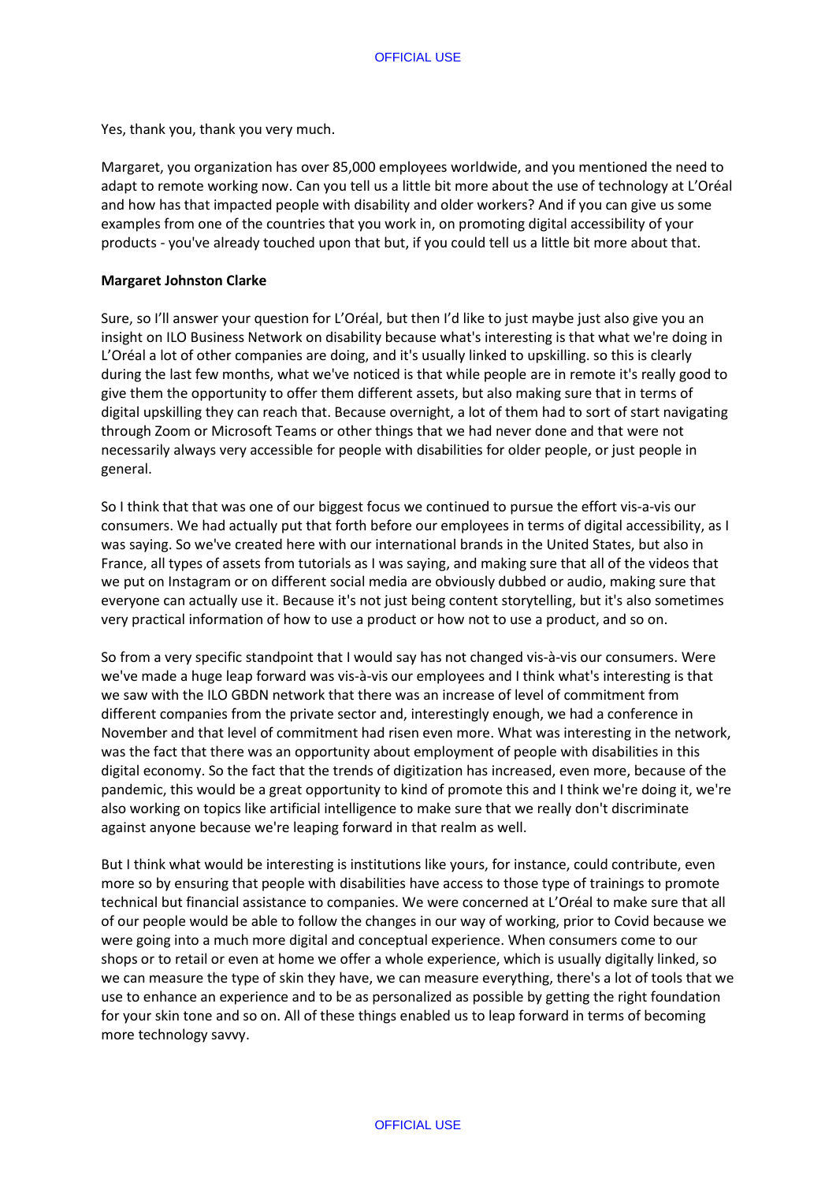Yes, thank you, thank you very much.

Margaret, you organization has over 85,000 employees worldwide, and you mentioned the need to adapt to remote working now. Can you tell us a little bit more about the use of technology at L'Oréal and how has that impacted people with disability and older workers? And if you can give us some examples from one of the countries that you work in, on promoting digital accessibility of your products - you've already touched upon that but, if you could tell us a little bit more about that.

**Margaret Johnston Clarke**

Sure, so I'll answer your question for L'Oréal, but then I'd like to just maybe just also give you an insight on ILO Business Network on disability because what's interesting is that what we're doing in L'Oréal a lot of other companies are doing, and it's usually linked to upskilling. so this is clearly during the last few months, what we've noticed is that while people are in remote it's really good to give them the opportunity to offer them different assets, but also making sure that in terms of digital upskilling they can reach that. Because overnight, a lot of them had to sort of start navigating through Zoom or Microsoft Teams or other things that we had never done and that were not necessarily always very accessible for people with disabilities for older people, or just people in general.

So I think that that was one of our biggest focus we continued to pursue the effort vis-a-vis our consumers. We had actually put that forth before our employees in terms of digital accessibility, as I was saying. So we've created here with our international brands in the United States, but also in France, all types of assets from tutorials as I was saying, and making sure that all of the videos that we put on Instagram or on different social media are obviously dubbed or audio, making sure that everyone can actually use it. Because it's not just being content storytelling, but it's also sometimes very practical information of how to use a product or how not to use a product, and so on.

So from a very specific standpoint that I would say has not changed vis-à-vis our consumers. Were we've made a huge leap forward was vis-à-vis our employees and I think what's interesting is that we saw with the ILO GBDN network that there was an increase of level of commitment from different companies from the private sector and, interestingly enough, we had a conference in November and that level of commitment had risen even more. What was interesting in the network, was the fact that there was an opportunity about employment of people with disabilities in this digital economy. So the fact that the trends of digitization has increased, even more, because of the pandemic, this would be a great opportunity to kind of promote this and I think we're doing it, we're also working on topics like artificial intelligence to make sure that we really don't discriminate against anyone because we're leaping forward in that realm as well.

But I think what would be interesting is institutions like yours, for instance, could contribute, even more so by ensuring that people with disabilities have access to those type of trainings to promote technical but financial assistance to companies. We were concerned at L'Oréal to make sure that all of our people would be able to follow the changes in our way of working, prior to Covid because we were going into a much more digital and conceptual experience. When consumers come to our shops or to retail or even at home we offer a whole experience, which is usually digitally linked, so we can measure the type of skin they have, we can measure everything, there's a lot of tools that we use to enhance an experience and to be as personalized as possible by getting the right foundation for your skin tone and so on. All of these things enabled us to leap forward in terms of becoming more technology savvy.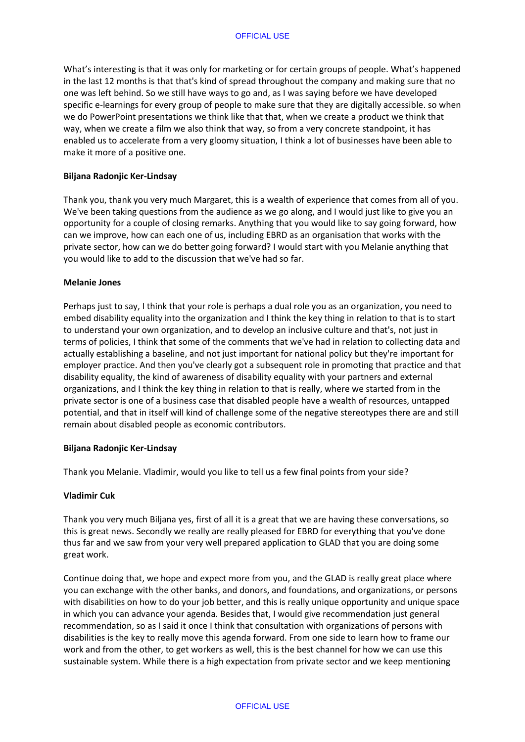What's interesting is that it was only for marketing or for certain groups of people. What's happened in the last 12 months is that that's kind of spread throughout the company and making sure that no one was left behind. So we still have ways to go and, as I was saying before we have developed specific e-learnings for every group of people to make sure that they are digitally accessible. so when we do PowerPoint presentations we think like that that, when we create a product we think that way, when we create a film we also think that way, so from a very concrete standpoint, it has enabled us to accelerate from a very gloomy situation, I think a lot of businesses have been able to make it more of a positive one.

**Biljana Radonjic Ker-Lindsay**

Thank you, thank you very much Margaret, this is a wealth of experience that comes from all of you. We've been taking questions from the audience as we go along, and I would just like to give you an opportunity for a couple of closing remarks. Anything that you would like to say going forward, how can we improve, how can each one of us, including EBRD as an organisation that works with the private sector, how can we do better going forward? I would start with you Melanie anything that you would like to add to the discussion that we've had so far.

**Melanie Jones**

Perhaps just to say, I think that your role is perhaps a dual role you as an organization, you need to embed disability equality into the organization and I think the key thing in relation to that is to start to understand your own organization, and to develop an inclusive culture and that's, not just in terms of policies, I think that some of the comments that we've had in relation to collecting data and actually establishing a baseline, and not just important for national policy but they're important for employer practice. And then you've clearly got a subsequent role in promoting that practice and that disability equality, the kind of awareness of disability equality with your partners and external organizations, and I think the key thing in relation to that is really, where we started from in the private sector is one of a business case that disabled people have a wealth of resources, untapped potential, and that in itself will kind of challenge some of the negative stereotypes there are and still remain about disabled people as economic contributors.

**Biljana Radonjic Ker-Lindsay**

Thank you Melanie. Vladimir, would you like to tell us a few final points from your side?

**Vladimir Cuk**

Thank you very much Biljana yes, first of all it is a great that we are having these conversations, so this is great news. Secondly we really are really pleased for EBRD for everything that you've done thus far and we saw from your very well prepared application to GLAD that you are doing some great work.

Continue doing that, we hope and expect more from you, and the GLAD is really great place where you can exchange with the other banks, and donors, and foundations, and organizations, or persons with disabilities on how to do your job better, and this is really unique opportunity and unique space in which you can advance your agenda. Besides that, I would give recommendation just general recommendation, so as I said it once I think that consultation with organizations of persons with disabilities is the key to really move this agenda forward. From one side to learn how to frame our work and from the other, to get workers as well, this is the best channel for how we can use this sustainable system. While there is a high expectation from private sector and we keep mentioning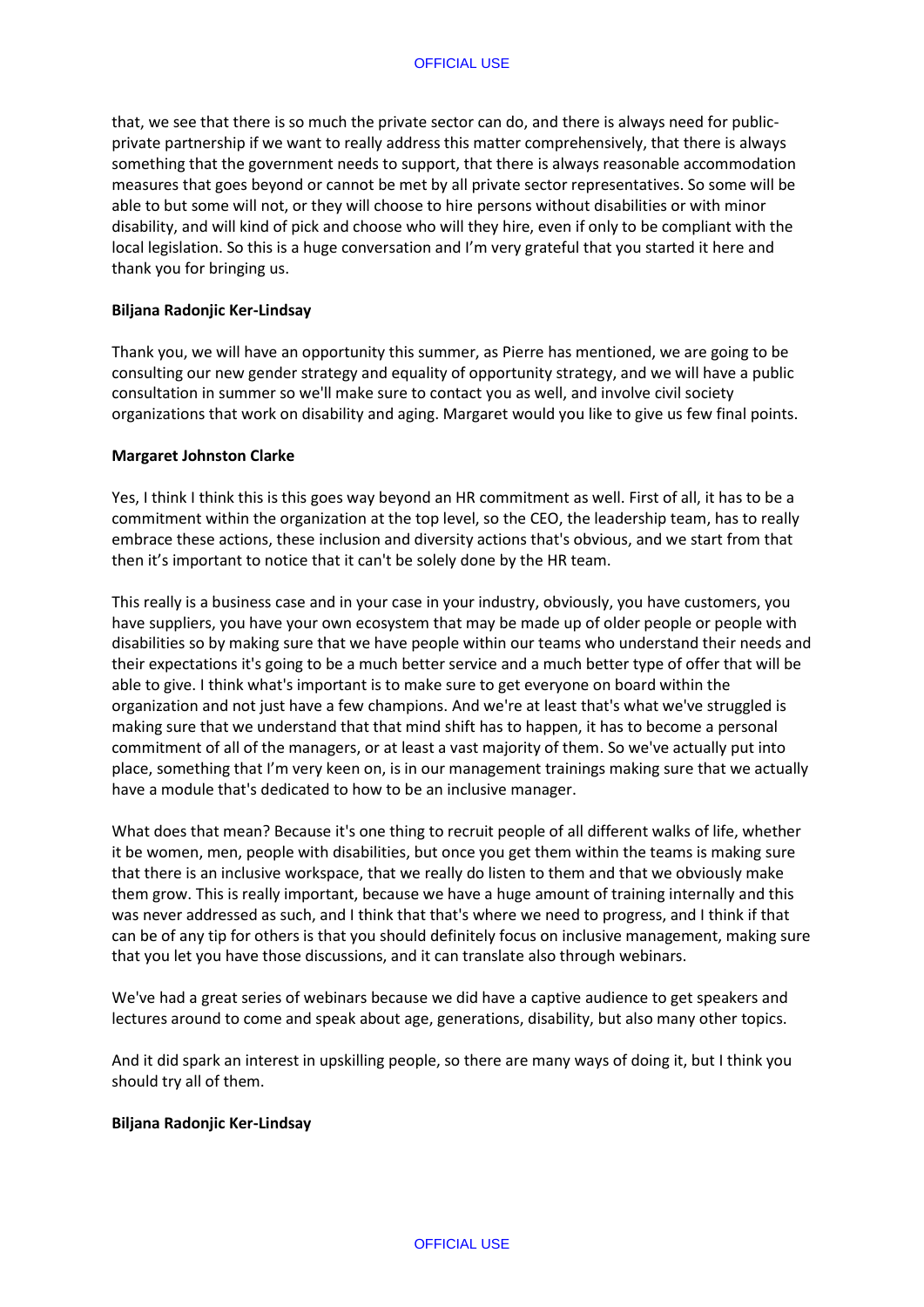that, we see that there is so much the private sector can do, and there is always need for public-private partnership if we want to really address this matter comprehensively, that there is always something that the government needs to support, that there is always reasonable accommodation measures that goes beyond or cannot be met by all private sector representatives. So some will be able to but some will not, or they will choose to hire persons without disabilities or with minor disability, and will kind of pick and choose who will they hire, even if only to be compliant with the local legislation. So this is a huge conversation and I'm very grateful that you started it here and thank you for bringing us.

**Biljana Radonjic Ker-Lindsay**

Thank you, we will have an opportunity this summer, as Pierre has mentioned, we are going to be consulting our new gender strategy and equality of opportunity strategy, and we will have a public consultation in summer so we'll make sure to contact you as well, and involve civil society organizations that work on disability and aging. Margaret would you like to give us few final points.

**Margaret Johnston Clarke**

Yes, I think I think this is this goes way beyond an HR commitment as well. First of all, it has to be a commitment within the organization at the top level, so the CEO, the leadership team, has to really embrace these actions, these inclusion and diversity actions that's obvious, and we start from that then it's important to notice that it can't be solely done by the HR team.

This really is a business case and in your case in your industry, obviously, you have customers, you have suppliers, you have your own ecosystem that may be made up of older people or people with disabilities so by making sure that we have people within our teams who understand their needs and their expectations it's going to be a much better service and a much better type of offer that will be able to give. I think what's important is to make sure to get everyone on board within the organization and not just have a few champions. And we're at least that's what we've struggled is making sure that we understand that that mind shift has to happen, it has to become a personal commitment of all of the managers, or at least a vast majority of them. So we've actually put into place, something that I'm very keen on, is in our management trainings making sure that we actually have a module that's dedicated to how to be an inclusive manager.

What does that mean? Because it's one thing to recruit people of all different walks of life, whether it be women, men, people with disabilities, but once you get them within the teams is making sure that there is an inclusive workspace, that we really do listen to them and that we obviously make them grow. This is really important, because we have a huge amount of training internally and this was never addressed as such, and I think that that's where we need to progress, and I think if that can be of any tip for others is that you should definitely focus on inclusive management, making sure that you let you have those discussions, and it can translate also through webinars.

We've had a great series of webinars because we did have a captive audience to get speakers and lectures around to come and speak about age, generations, disability, but also many other topics.

And it did spark an interest in upskilling people, so there are many ways of doing it, but I think you should try all of them.

**Biljana Radonjic Ker-Lindsay**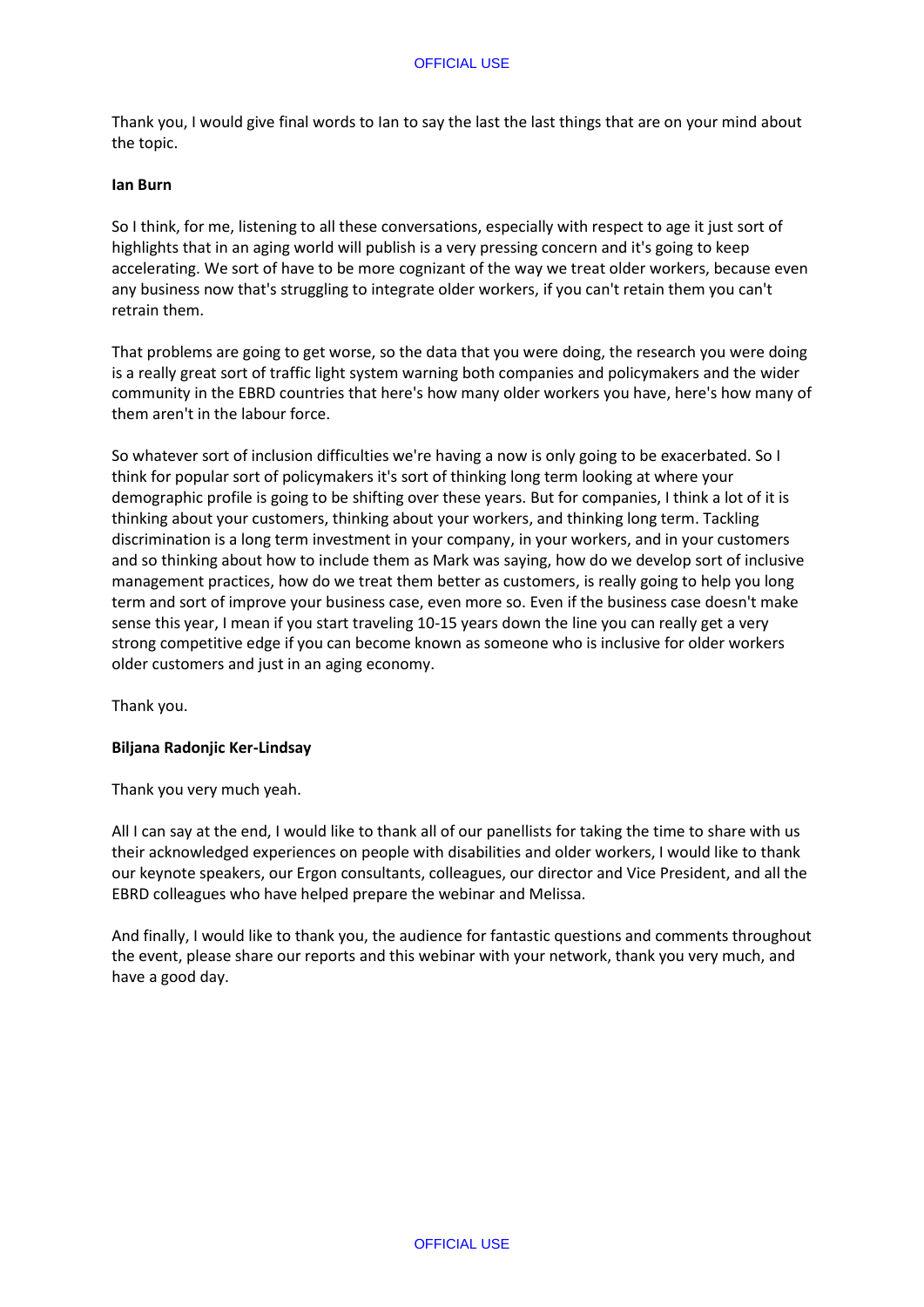Thank you, I would give final words to Ian to say the last the last things that are on your mind about the topic.

**Ian Burn**

So I think, for me, listening to all these conversations, especially with respect to age it just sort of highlights that in an aging world will publish is a very pressing concern and it's going to keep accelerating. We sort of have to be more cognizant of the way we treat older workers, because even any business now that's struggling to integrate older workers, if you can't retain them you can't retrain them.

That problems are going to get worse, so the data that you were doing, the research you were doing is a really great sort of traffic light system warning both companies and policymakers and the wider community in the EBRD countries that here's how many older workers you have, here's how many of them aren't in the labour force.

So whatever sort of inclusion difficulties we're having a now is only going to be exacerbated. So I think for popular sort of policymakers it's sort of thinking long term looking at where your demographic profile is going to be shifting over these years. But for companies, I think a lot of it is thinking about your customers, thinking about your workers, and thinking long term. Tackling discrimination is a long term investment in your company, in your workers, and in your customers and so thinking about how to include them as Mark was saying, how do we develop sort of inclusive management practices, how do we treat them better as customers, is really going to help you long term and sort of improve your business case, even more so. Even if the business case doesn't make sense this year, I mean if you start traveling 10-15 years down the line you can really get a very strong competitive edge if you can become known as someone who is inclusive for older workers older customers and just in an aging economy.

Thank you.

**Biljana Radonjic Ker-Lindsay**

Thank you very much yeah.

All I can say at the end, I would like to thank all of our panellists for taking the time to share with us their acknowledged experiences on people with disabilities and older workers, I would like to thank our keynote speakers, our Ergon consultants, colleagues, our director and Vice President, and all the EBRD colleagues who have helped prepare the webinar and Melissa.

And finally, I would like to thank you, the audience for fantastic questions and comments throughout the event, please share our reports and this webinar with your network, thank you very much, and have a good day.